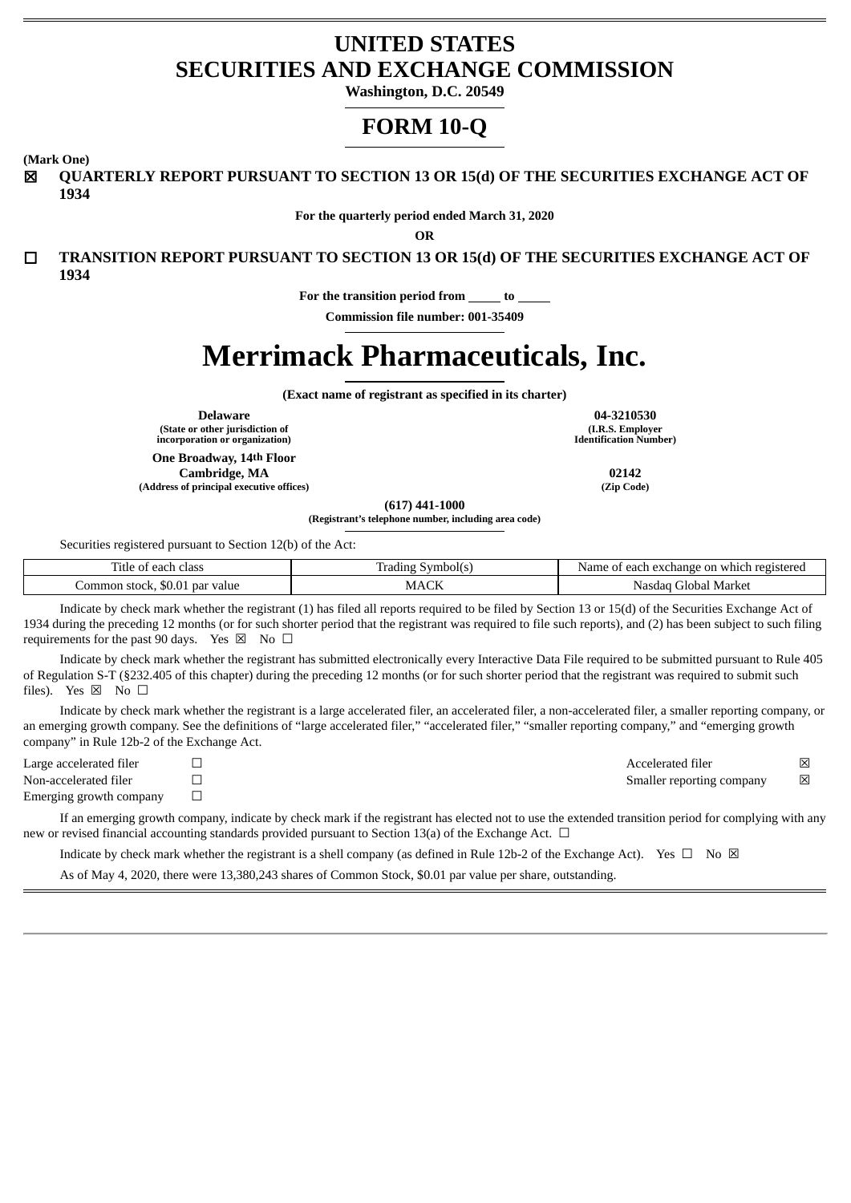# UNITED STATES
# SECURITIES AND EXCHANGE COMMISSION

**Washington, D.C. 20549**

# FORM 10-Q

**(Mark One)**

☒ **QUARTERLY REPORT PURSUANT TO SECTION 13 OR 15(d) OF THE SECURITIES EXCHANGE ACT OF 1934**

**For the quarterly period ended March 31, 2020**

**OR**

☐ **TRANSITION REPORT PURSUANT TO SECTION 13 OR 15(d) OF THE SECURITIES EXCHANGE ACT OF 1934**

**For the transition period from \_\_\_\_\_ to \_\_\_\_\_**

**Commission file number: 001-35409**

# Merrimack Pharmaceuticals, Inc.

**(Exact name of registrant as specified in its charter)**

| | |
|---|---|
| **Delaware** | **04-3210530** |
| **(State or other jurisdiction of incorporation or organization)** | **(I.R.S. Employer Identification Number)** |
| **One Broadway, 14th Floor Cambridge, MA** | **02142** |
| **(Address of principal executive offices)** | **(Zip Code)** |

**(617) 441-1000**

**(Registrant's telephone number, including area code)**

Securities registered pursuant to Section 12(b) of the Act:

| Title of each class | Trading Symbol(s) | Name of each exchange on which registered |
|---|---|---|
| Common stock, $0.01 par value | MACK | Nasdaq Global Market |

Indicate by check mark whether the registrant (1) has filed all reports required to be filed by Section 13 or 15(d) of the Securities Exchange Act of 1934 during the preceding 12 months (or for such shorter period that the registrant was required to file such reports), and (2) has been subject to such filing requirements for the past 90 days. Yes ☒ No ☐

Indicate by check mark whether the registrant has submitted electronically every Interactive Data File required to be submitted pursuant to Rule 405 of Regulation S-T (§232.405 of this chapter) during the preceding 12 months (or for such shorter period that the registrant was required to submit such files). Yes ☒ No ☐

Indicate by check mark whether the registrant is a large accelerated filer, an accelerated filer, a non-accelerated filer, a smaller reporting company, or an emerging growth company. See the definitions of "large accelerated filer," "accelerated filer," "smaller reporting company," and "emerging growth company" in Rule 12b-2 of the Exchange Act.

| | | | |
|---|---|---|---|
| Large accelerated filer | ☐ | Accelerated filer | ☒ |
| Non-accelerated filer | ☐ | Smaller reporting company | ☒ |
| Emerging growth company | ☐ | | |

If an emerging growth company, indicate by check mark if the registrant has elected not to use the extended transition period for complying with any new or revised financial accounting standards provided pursuant to Section 13(a) of the Exchange Act. ☐

Indicate by check mark whether the registrant is a shell company (as defined in Rule 12b-2 of the Exchange Act). Yes ☐ No ☒

As of May 4, 2020, there were 13,380,243 shares of Common Stock, $0.01 par value per share, outstanding.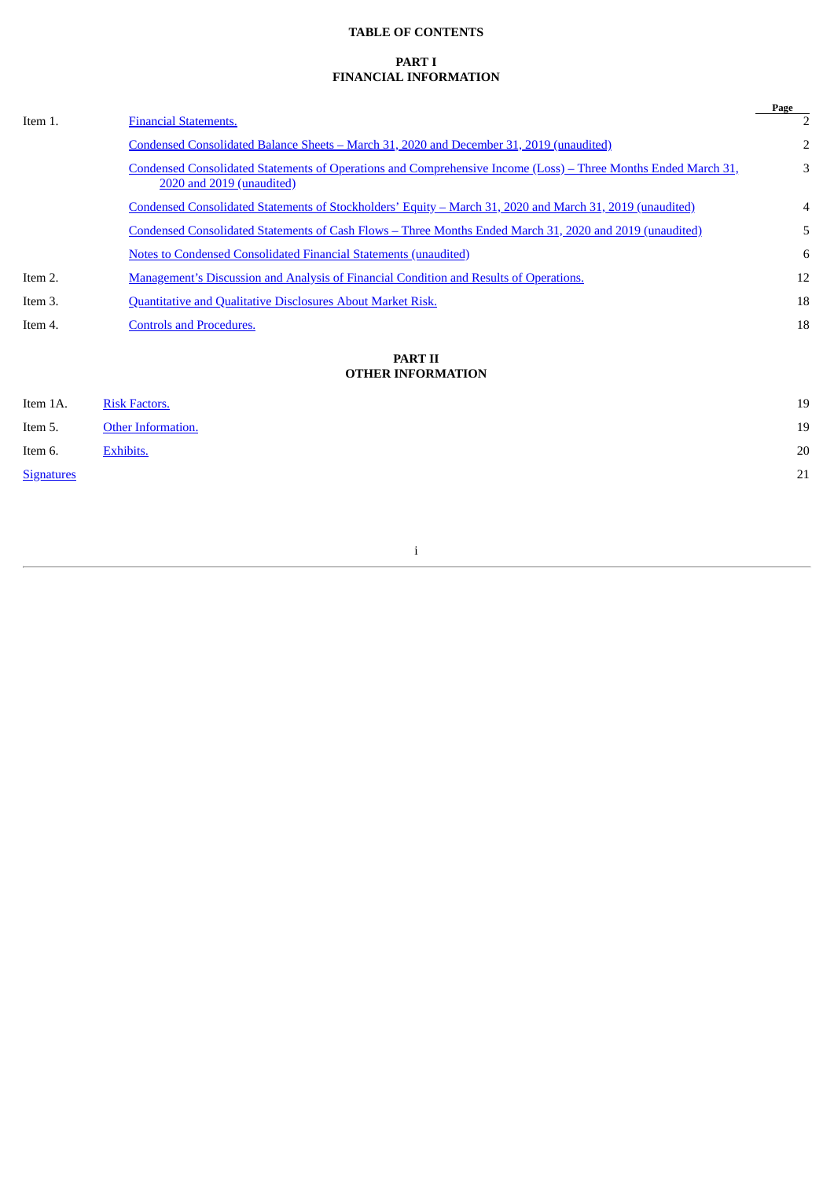# TABLE OF CONTENTS

## PART I
## FINANCIAL INFORMATION

| | | Page |
|---|---|---|
| Item 1. | Financial Statements. | 2 |
| | Condensed Consolidated Balance Sheets – March 31, 2020 and December 31, 2019 (unaudited) | 2 |
| | Condensed Consolidated Statements of Operations and Comprehensive Income (Loss) – Three Months Ended March 31, 2020 and 2019 (unaudited) | 3 |
| | Condensed Consolidated Statements of Stockholders' Equity – March 31, 2020 and March 31, 2019 (unaudited) | 4 |
| | Condensed Consolidated Statements of Cash Flows – Three Months Ended March 31, 2020 and 2019 (unaudited) | 5 |
| | Notes to Condensed Consolidated Financial Statements (unaudited) | 6 |
| Item 2. | Management's Discussion and Analysis of Financial Condition and Results of Operations. | 12 |
| Item 3. | Quantitative and Qualitative Disclosures About Market Risk. | 18 |
| Item 4. | Controls and Procedures. | 18 |

## PART II
## OTHER INFORMATION

| | | |
|---|---|---|
| Item 1A. | Risk Factors. | 19 |
| Item 5. | Other Information. | 19 |
| Item 6. | Exhibits. | 20 |
| Signatures | | 21 |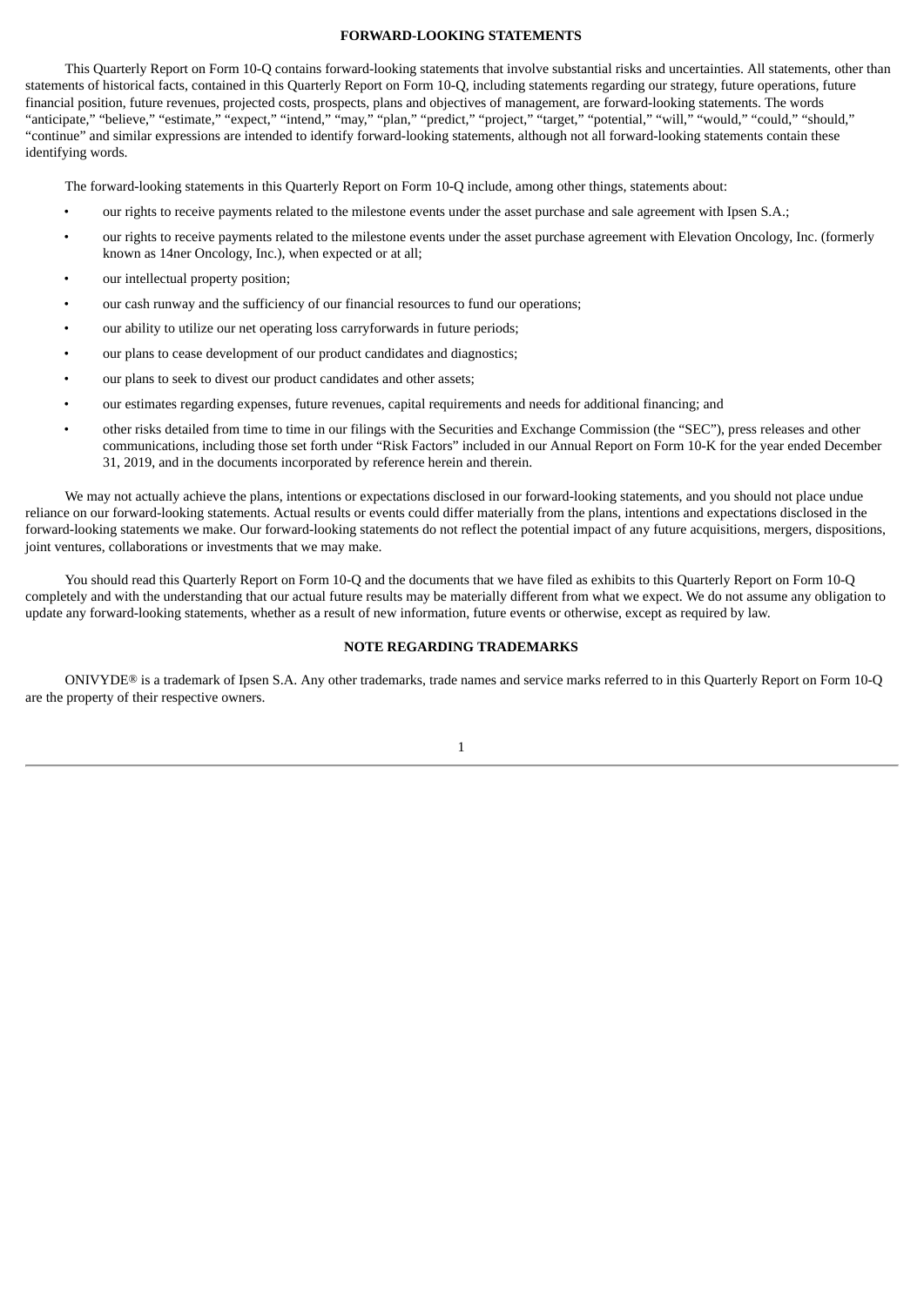## FORWARD-LOOKING STATEMENTS

This Quarterly Report on Form 10-Q contains forward-looking statements that involve substantial risks and uncertainties. All statements, other than statements of historical facts, contained in this Quarterly Report on Form 10-Q, including statements regarding our strategy, future operations, future financial position, future revenues, projected costs, prospects, plans and objectives of management, are forward-looking statements. The words "anticipate," "believe," "estimate," "expect," "intend," "may," "plan," "predict," "project," "target," "potential," "will," "would," "could," "should," "continue" and similar expressions are intended to identify forward-looking statements, although not all forward-looking statements contain these identifying words.

The forward-looking statements in this Quarterly Report on Form 10-Q include, among other things, statements about:

- our rights to receive payments related to the milestone events under the asset purchase and sale agreement with Ipsen S.A.;
- our rights to receive payments related to the milestone events under the asset purchase agreement with Elevation Oncology, Inc. (formerly known as 14ner Oncology, Inc.), when expected or at all;
- our intellectual property position;
- our cash runway and the sufficiency of our financial resources to fund our operations;
- our ability to utilize our net operating loss carryforwards in future periods;
- our plans to cease development of our product candidates and diagnostics;
- our plans to seek to divest our product candidates and other assets;
- our estimates regarding expenses, future revenues, capital requirements and needs for additional financing; and
- other risks detailed from time to time in our filings with the Securities and Exchange Commission (the "SEC"), press releases and other communications, including those set forth under "Risk Factors" included in our Annual Report on Form 10-K for the year ended December 31, 2019, and in the documents incorporated by reference herein and therein.

We may not actually achieve the plans, intentions or expectations disclosed in our forward-looking statements, and you should not place undue reliance on our forward-looking statements. Actual results or events could differ materially from the plans, intentions and expectations disclosed in the forward-looking statements we make. Our forward-looking statements do not reflect the potential impact of any future acquisitions, mergers, dispositions, joint ventures, collaborations or investments that we may make.

You should read this Quarterly Report on Form 10-Q and the documents that we have filed as exhibits to this Quarterly Report on Form 10-Q completely and with the understanding that our actual future results may be materially different from what we expect. We do not assume any obligation to update any forward-looking statements, whether as a result of new information, future events or otherwise, except as required by law.

## NOTE REGARDING TRADEMARKS

ONIVYDE® is a trademark of Ipsen S.A. Any other trademarks, trade names and service marks referred to in this Quarterly Report on Form 10-Q are the property of their respective owners.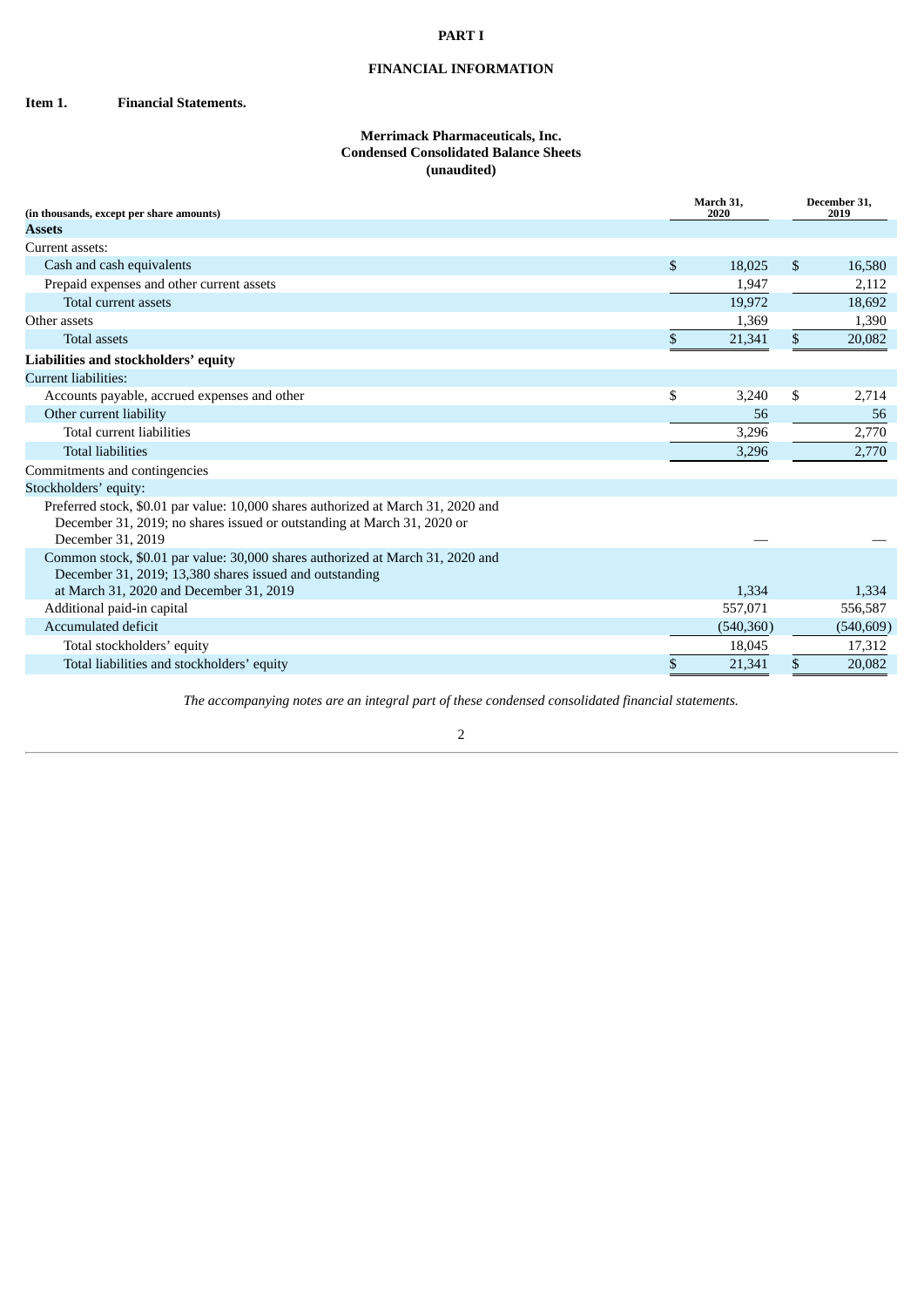# PART I

# FINANCIAL INFORMATION

## Item 1. Financial Statements.

**Merrimack Pharmaceuticals, Inc.**
**Condensed Consolidated Balance Sheets**
**(unaudited)**

| (in thousands, except per share amounts) | March 31, 2020 | December 31, 2019 |
|---|---|---|
| **Assets** | | |
| Current assets: | | |
| Cash and cash equivalents | $ 18,025 | $ 16,580 |
| Prepaid expenses and other current assets | 1,947 | 2,112 |
| Total current assets | 19,972 | 18,692 |
| Other assets | 1,369 | 1,390 |
| Total assets | $ 21,341 | $ 20,082 |
| **Liabilities and stockholders' equity** | | |
| Current liabilities: | | |
| Accounts payable, accrued expenses and other | $ 3,240 | $ 2,714 |
| Other current liability | 56 | 56 |
| Total current liabilities | 3,296 | 2,770 |
| Total liabilities | 3,296 | 2,770 |
| Commitments and contingencies | | |
| Stockholders' equity: | | |
| Preferred stock, $0.01 par value: 10,000 shares authorized at March 31, 2020 and December 31, 2019; no shares issued or outstanding at March 31, 2020 or December 31, 2019 | — | — |
| Common stock, $0.01 par value: 30,000 shares authorized at March 31, 2020 and December 31, 2019; 13,380 shares issued and outstanding at March 31, 2020 and December 31, 2019 | 1,334 | 1,334 |
| Additional paid-in capital | 557,071 | 556,587 |
| Accumulated deficit | (540,360) | (540,609) |
| Total stockholders' equity | 18,045 | 17,312 |
| Total liabilities and stockholders' equity | $ 21,341 | $ 20,082 |

*The accompanying notes are an integral part of these condensed consolidated financial statements.*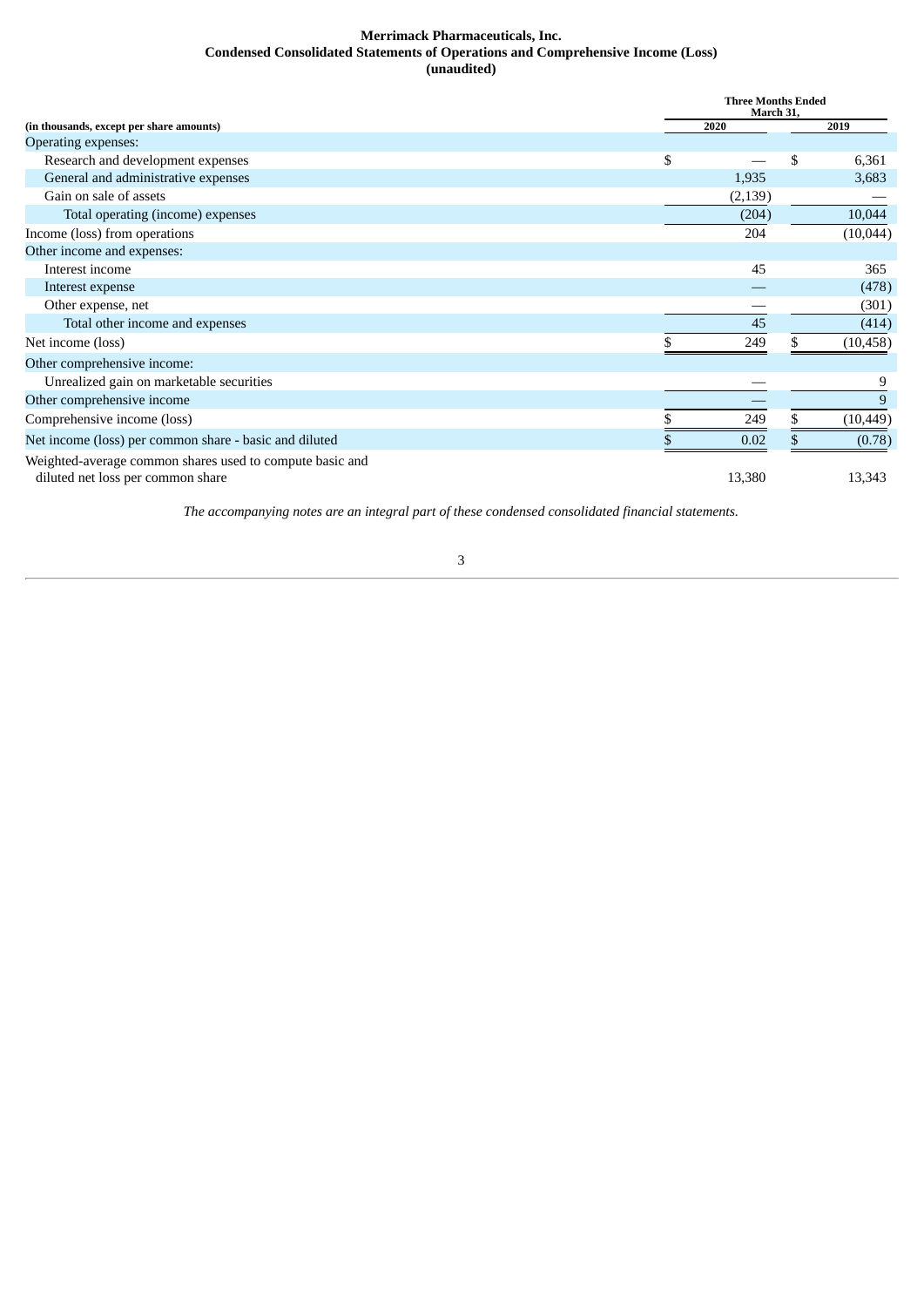**Merrimack Pharmaceuticals, Inc.**
**Condensed Consolidated Statements of Operations and Comprehensive Income (Loss)**
**(unaudited)**

| (in thousands, except per share amounts) | Three Months Ended March 31, 2020 | Three Months Ended March 31, 2019 |
|---|---|---|
| Operating expenses: | | |
| Research and development expenses | $ — | $ 6,361 |
| General and administrative expenses | 1,935 | 3,683 |
| Gain on sale of assets | (2,139) | — |
| Total operating (income) expenses | (204) | 10,044 |
| Income (loss) from operations | 204 | (10,044) |
| Other income and expenses: | | |
| Interest income | 45 | 365 |
| Interest expense | — | (478) |
| Other expense, net | — | (301) |
| Total other income and expenses | 45 | (414) |
| Net income (loss) | $ 249 | $ (10,458) |
| Other comprehensive income: | | |
| Unrealized gain on marketable securities | — | 9 |
| Other comprehensive income | — | 9 |
| Comprehensive income (loss) | $ 249 | $ (10,449) |
| Net income (loss) per common share - basic and diluted | $ 0.02 | $ (0.78) |
| Weighted-average common shares used to compute basic and diluted net loss per common share | 13,380 | 13,343 |

*The accompanying notes are an integral part of these condensed consolidated financial statements.*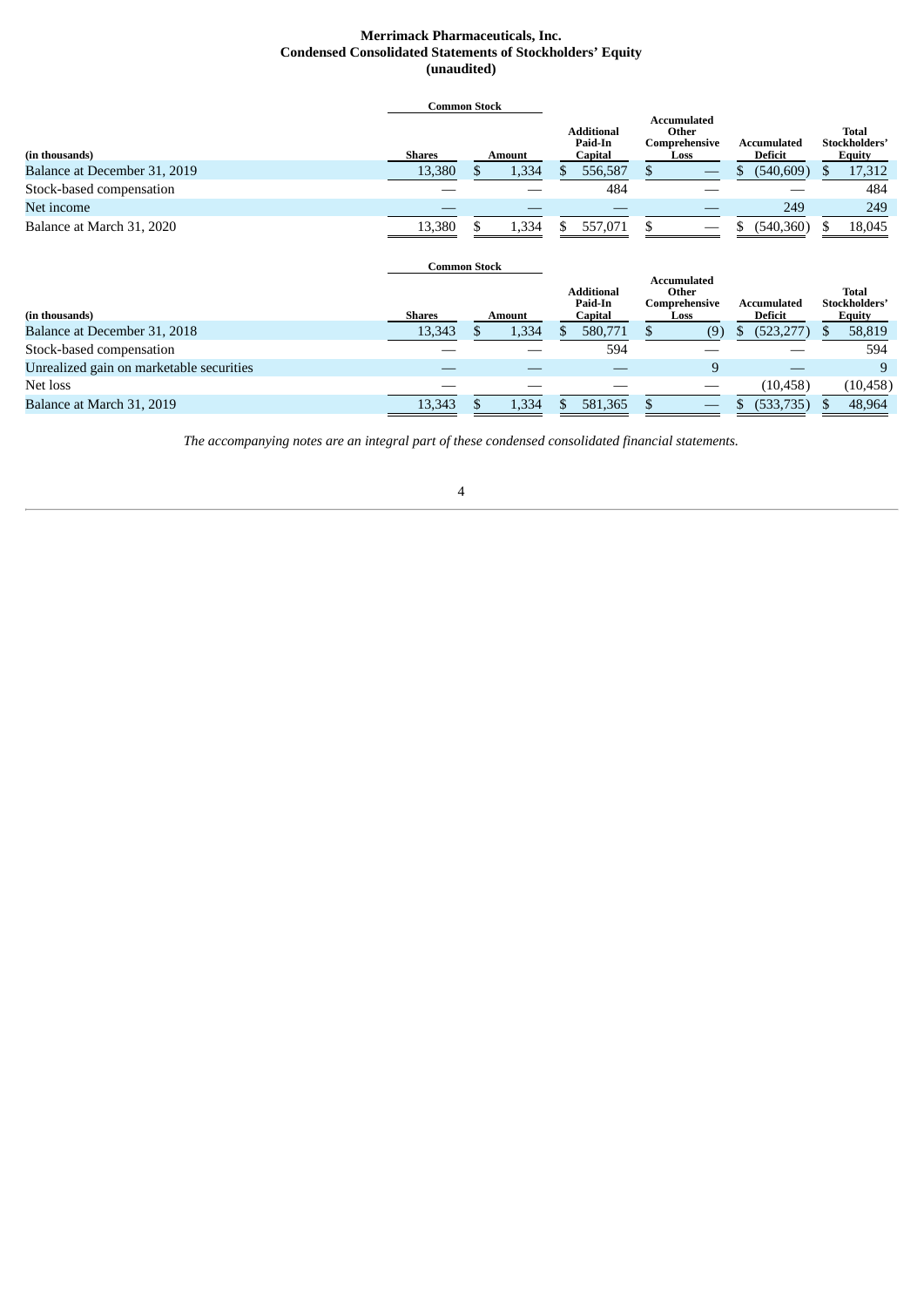**Merrimack Pharmaceuticals, Inc.**
**Condensed Consolidated Statements of Stockholders' Equity**
**(unaudited)**

| (in thousands) | Common Stock Shares | Common Stock Amount | Additional Paid-In Capital | Accumulated Other Comprehensive Loss | Accumulated Deficit | Total Stockholders' Equity |
|---|---|---|---|---|---|---|
| Balance at December 31, 2019 | 13,380 | $ 1,334 | $ 556,587 | $ — | $ (540,609) | $ 17,312 |
| Stock-based compensation | — | — | 484 | — | — | 484 |
| Net income | — | — | — | — | 249 | 249 |
| Balance at March 31, 2020 | 13,380 | $ 1,334 | $ 557,071 | $ — | $ (540,360) | $ 18,045 |

| (in thousands) | Common Stock Shares | Common Stock Amount | Additional Paid-In Capital | Accumulated Other Comprehensive Loss | Accumulated Deficit | Total Stockholders' Equity |
|---|---|---|---|---|---|---|
| Balance at December 31, 2018 | 13,343 | $ 1,334 | $ 580,771 | $ (9) | $ (523,277) | $ 58,819 |
| Stock-based compensation | — | — | 594 | — | — | 594 |
| Unrealized gain on marketable securities | — | — | — | 9 | — | 9 |
| Net loss | — | — | — | — | (10,458) | (10,458) |
| Balance at March 31, 2019 | 13,343 | $ 1,334 | $ 581,365 | $ — | $ (533,735) | $ 48,964 |

*The accompanying notes are an integral part of these condensed consolidated financial statements.*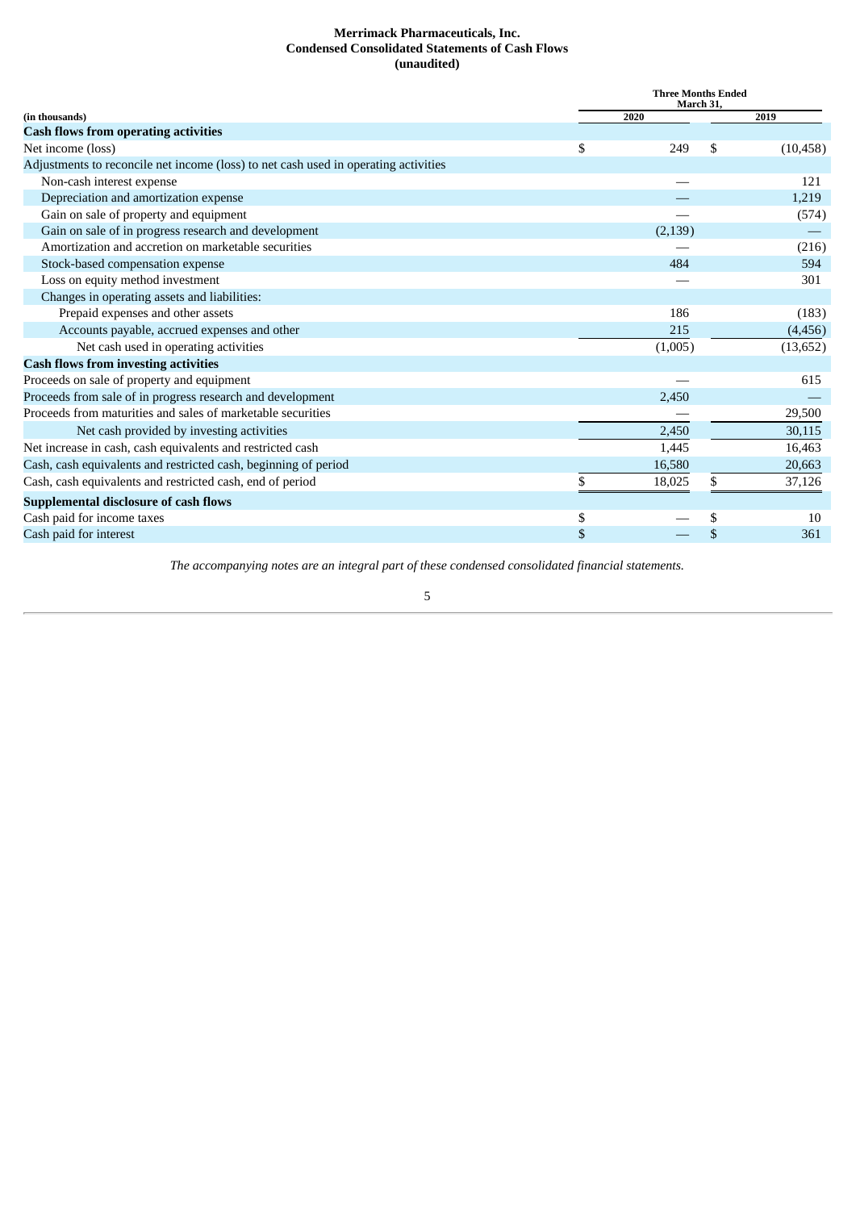**Merrimack Pharmaceuticals, Inc.**
**Condensed Consolidated Statements of Cash Flows**
**(unaudited)**

| (in thousands) | Three Months Ended March 31, 2020 | Three Months Ended March 31, 2019 |
|---|---|---|
| **Cash flows from operating activities** | | |
| Net income (loss) | $ 249 | $ (10,458) |
| Adjustments to reconcile net income (loss) to net cash used in operating activities | | |
| Non-cash interest expense | — | 121 |
| Depreciation and amortization expense | — | 1,219 |
| Gain on sale of property and equipment | — | (574) |
| Gain on sale of in progress research and development | (2,139) | — |
| Amortization and accretion on marketable securities | — | (216) |
| Stock-based compensation expense | 484 | 594 |
| Loss on equity method investment | — | 301 |
| Changes in operating assets and liabilities: | | |
| Prepaid expenses and other assets | 186 | (183) |
| Accounts payable, accrued expenses and other | 215 | (4,456) |
| Net cash used in operating activities | (1,005) | (13,652) |
| **Cash flows from investing activities** | | |
| Proceeds on sale of property and equipment | — | 615 |
| Proceeds from sale of in progress research and development | 2,450 | — |
| Proceeds from maturities and sales of marketable securities | — | 29,500 |
| Net cash provided by investing activities | 2,450 | 30,115 |
| Net increase in cash, cash equivalents and restricted cash | 1,445 | 16,463 |
| Cash, cash equivalents and restricted cash, beginning of period | 16,580 | 20,663 |
| Cash, cash equivalents and restricted cash, end of period | $ 18,025 | $ 37,126 |
| **Supplemental disclosure of cash flows** | | |
| Cash paid for income taxes | $ — | $ 10 |
| Cash paid for interest | $ — | $ 361 |

*The accompanying notes are an integral part of these condensed consolidated financial statements.*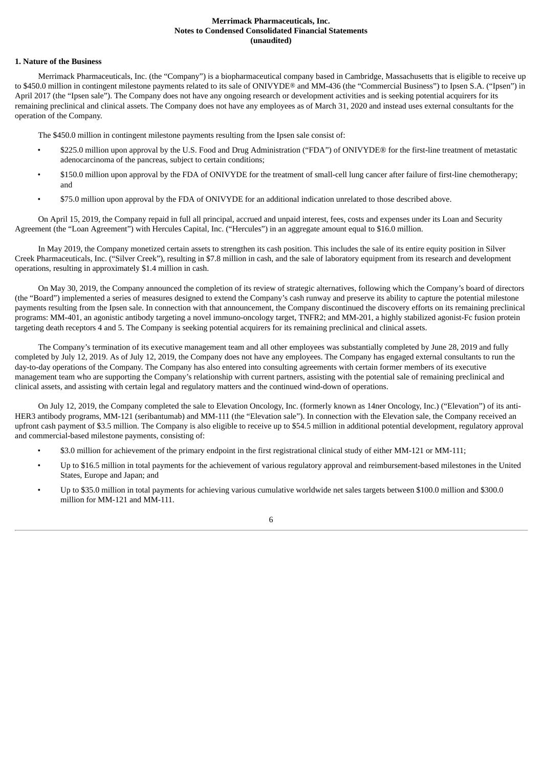**Merrimack Pharmaceuticals, Inc.**
**Notes to Condensed Consolidated Financial Statements**
**(unaudited)**

**1. Nature of the Business**

Merrimack Pharmaceuticals, Inc. (the "Company") is a biopharmaceutical company based in Cambridge, Massachusetts that is eligible to receive up to $450.0 million in contingent milestone payments related to its sale of ONIVYDE® and MM-436 (the "Commercial Business") to Ipsen S.A. ("Ipsen") in April 2017 (the "Ipsen sale"). The Company does not have any ongoing research or development activities and is seeking potential acquirers for its remaining preclinical and clinical assets. The Company does not have any employees as of March 31, 2020 and instead uses external consultants for the operation of the Company.

The $450.0 million in contingent milestone payments resulting from the Ipsen sale consist of:

- $225.0 million upon approval by the U.S. Food and Drug Administration ("FDA") of ONIVYDE® for the first-line treatment of metastatic adenocarcinoma of the pancreas, subject to certain conditions;
- $150.0 million upon approval by the FDA of ONIVYDE for the treatment of small-cell lung cancer after failure of first-line chemotherapy; and
- $75.0 million upon approval by the FDA of ONIVYDE for an additional indication unrelated to those described above.

On April 15, 2019, the Company repaid in full all principal, accrued and unpaid interest, fees, costs and expenses under its Loan and Security Agreement (the "Loan Agreement") with Hercules Capital, Inc. ("Hercules") in an aggregate amount equal to $16.0 million.

In May 2019, the Company monetized certain assets to strengthen its cash position. This includes the sale of its entire equity position in Silver Creek Pharmaceuticals, Inc. ("Silver Creek"), resulting in $7.8 million in cash, and the sale of laboratory equipment from its research and development operations, resulting in approximately $1.4 million in cash.

On May 30, 2019, the Company announced the completion of its review of strategic alternatives, following which the Company's board of directors (the "Board") implemented a series of measures designed to extend the Company's cash runway and preserve its ability to capture the potential milestone payments resulting from the Ipsen sale. In connection with that announcement, the Company discontinued the discovery efforts on its remaining preclinical programs: MM-401, an agonistic antibody targeting a novel immuno-oncology target, TNFR2; and MM-201, a highly stabilized agonist-Fc fusion protein targeting death receptors 4 and 5. The Company is seeking potential acquirers for its remaining preclinical and clinical assets.

The Company's termination of its executive management team and all other employees was substantially completed by June 28, 2019 and fully completed by July 12, 2019. As of July 12, 2019, the Company does not have any employees. The Company has engaged external consultants to run the day-to-day operations of the Company. The Company has also entered into consulting agreements with certain former members of its executive management team who are supporting the Company's relationship with current partners, assisting with the potential sale of remaining preclinical and clinical assets, and assisting with certain legal and regulatory matters and the continued wind-down of operations.

On July 12, 2019, the Company completed the sale to Elevation Oncology, Inc. (formerly known as 14ner Oncology, Inc.) ("Elevation") of its anti-HER3 antibody programs, MM-121 (seribantumab) and MM-111 (the "Elevation sale"). In connection with the Elevation sale, the Company received an upfront cash payment of $3.5 million. The Company is also eligible to receive up to $54.5 million in additional potential development, regulatory approval and commercial-based milestone payments, consisting of:

- $3.0 million for achievement of the primary endpoint in the first registrational clinical study of either MM-121 or MM-111;
- Up to $16.5 million in total payments for the achievement of various regulatory approval and reimbursement-based milestones in the United States, Europe and Japan; and
- Up to $35.0 million in total payments for achieving various cumulative worldwide net sales targets between $100.0 million and $300.0 million for MM-121 and MM-111.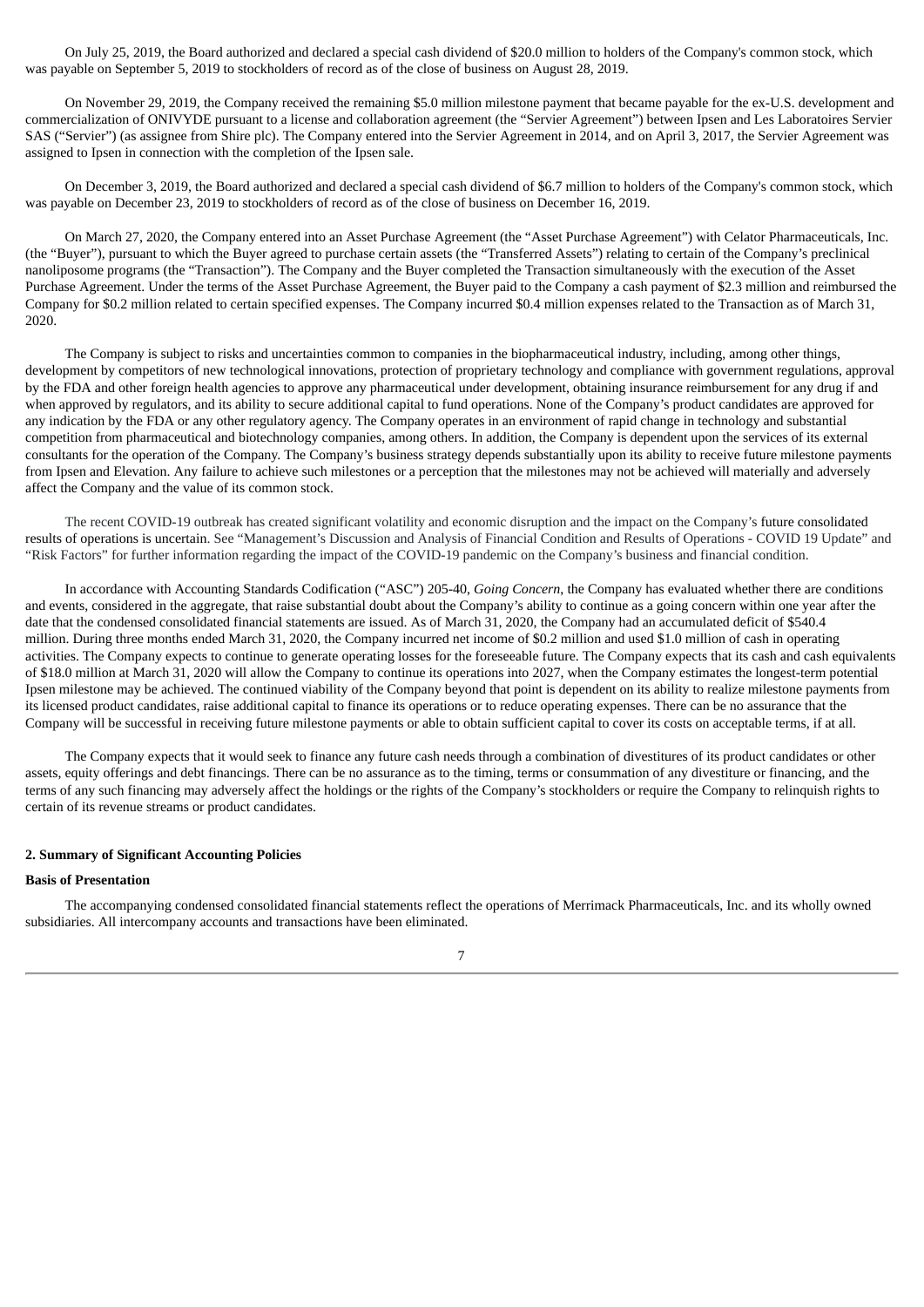On July 25, 2019, the Board authorized and declared a special cash dividend of $20.0 million to holders of the Company's common stock, which was payable on September 5, 2019 to stockholders of record as of the close of business on August 28, 2019.

On November 29, 2019, the Company received the remaining $5.0 million milestone payment that became payable for the ex-U.S. development and commercialization of ONIVYDE pursuant to a license and collaboration agreement (the "Servier Agreement") between Ipsen and Les Laboratoires Servier SAS ("Servier") (as assignee from Shire plc). The Company entered into the Servier Agreement in 2014, and on April 3, 2017, the Servier Agreement was assigned to Ipsen in connection with the completion of the Ipsen sale.

On December 3, 2019, the Board authorized and declared a special cash dividend of $6.7 million to holders of the Company's common stock, which was payable on December 23, 2019 to stockholders of record as of the close of business on December 16, 2019.

On March 27, 2020, the Company entered into an Asset Purchase Agreement (the "Asset Purchase Agreement") with Celator Pharmaceuticals, Inc. (the "Buyer"), pursuant to which the Buyer agreed to purchase certain assets (the "Transferred Assets") relating to certain of the Company's preclinical nanoliposome programs (the "Transaction"). The Company and the Buyer completed the Transaction simultaneously with the execution of the Asset Purchase Agreement. Under the terms of the Asset Purchase Agreement, the Buyer paid to the Company a cash payment of $2.3 million and reimbursed the Company for $0.2 million related to certain specified expenses. The Company incurred $0.4 million expenses related to the Transaction as of March 31, 2020.

The Company is subject to risks and uncertainties common to companies in the biopharmaceutical industry, including, among other things, development by competitors of new technological innovations, protection of proprietary technology and compliance with government regulations, approval by the FDA and other foreign health agencies to approve any pharmaceutical under development, obtaining insurance reimbursement for any drug if and when approved by regulators, and its ability to secure additional capital to fund operations. None of the Company's product candidates are approved for any indication by the FDA or any other regulatory agency. The Company operates in an environment of rapid change in technology and substantial competition from pharmaceutical and biotechnology companies, among others. In addition, the Company is dependent upon the services of its external consultants for the operation of the Company. The Company's business strategy depends substantially upon its ability to receive future milestone payments from Ipsen and Elevation. Any failure to achieve such milestones or a perception that the milestones may not be achieved will materially and adversely affect the Company and the value of its common stock.

The recent COVID-19 outbreak has created significant volatility and economic disruption and the impact on the Company's future consolidated results of operations is uncertain. See "Management's Discussion and Analysis of Financial Condition and Results of Operations - COVID 19 Update" and "Risk Factors" for further information regarding the impact of the COVID-19 pandemic on the Company's business and financial condition.

In accordance with Accounting Standards Codification ("ASC") 205-40, *Going Concern*, the Company has evaluated whether there are conditions and events, considered in the aggregate, that raise substantial doubt about the Company's ability to continue as a going concern within one year after the date that the condensed consolidated financial statements are issued. As of March 31, 2020, the Company had an accumulated deficit of $540.4 million. During three months ended March 31, 2020, the Company incurred net income of $0.2 million and used $1.0 million of cash in operating activities. The Company expects to continue to generate operating losses for the foreseeable future. The Company expects that its cash and cash equivalents of $18.0 million at March 31, 2020 will allow the Company to continue its operations into 2027, when the Company estimates the longest-term potential Ipsen milestone may be achieved. The continued viability of the Company beyond that point is dependent on its ability to realize milestone payments from its licensed product candidates, raise additional capital to finance its operations or to reduce operating expenses. There can be no assurance that the Company will be successful in receiving future milestone payments or able to obtain sufficient capital to cover its costs on acceptable terms, if at all.

The Company expects that it would seek to finance any future cash needs through a combination of divestitures of its product candidates or other assets, equity offerings and debt financings. There can be no assurance as to the timing, terms or consummation of any divestiture or financing, and the terms of any such financing may adversely affect the holdings or the rights of the Company's stockholders or require the Company to relinquish rights to certain of its revenue streams or product candidates.

## 2. Summary of Significant Accounting Policies

### Basis of Presentation

The accompanying condensed consolidated financial statements reflect the operations of Merrimack Pharmaceuticals, Inc. and its wholly owned subsidiaries. All intercompany accounts and transactions have been eliminated.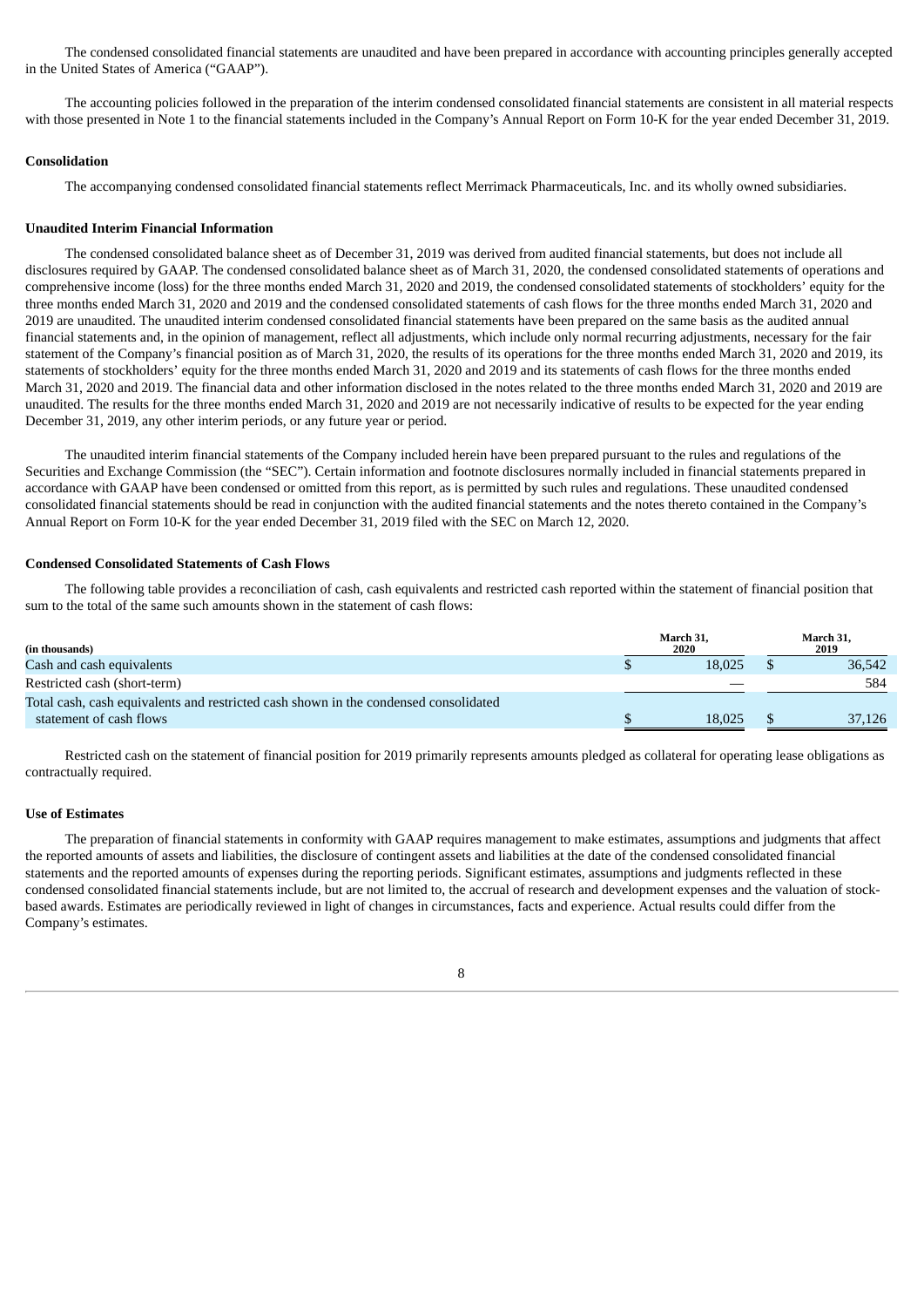The condensed consolidated financial statements are unaudited and have been prepared in accordance with accounting principles generally accepted in the United States of America ("GAAP").

The accounting policies followed in the preparation of the interim condensed consolidated financial statements are consistent in all material respects with those presented in Note 1 to the financial statements included in the Company's Annual Report on Form 10-K for the year ended December 31, 2019.

**Consolidation**

The accompanying condensed consolidated financial statements reflect Merrimack Pharmaceuticals, Inc. and its wholly owned subsidiaries.

**Unaudited Interim Financial Information**

The condensed consolidated balance sheet as of December 31, 2019 was derived from audited financial statements, but does not include all disclosures required by GAAP. The condensed consolidated balance sheet as of March 31, 2020, the condensed consolidated statements of operations and comprehensive income (loss) for the three months ended March 31, 2020 and 2019, the condensed consolidated statements of stockholders' equity for the three months ended March 31, 2020 and 2019 and the condensed consolidated statements of cash flows for the three months ended March 31, 2020 and 2019 are unaudited. The unaudited interim condensed consolidated financial statements have been prepared on the same basis as the audited annual financial statements and, in the opinion of management, reflect all adjustments, which include only normal recurring adjustments, necessary for the fair statement of the Company's financial position as of March 31, 2020, the results of its operations for the three months ended March 31, 2020 and 2019, its statements of stockholders' equity for the three months ended March 31, 2020 and 2019 and its statements of cash flows for the three months ended March 31, 2020 and 2019. The financial data and other information disclosed in the notes related to the three months ended March 31, 2020 and 2019 are unaudited. The results for the three months ended March 31, 2020 and 2019 are not necessarily indicative of results to be expected for the year ending December 31, 2019, any other interim periods, or any future year or period.

The unaudited interim financial statements of the Company included herein have been prepared pursuant to the rules and regulations of the Securities and Exchange Commission (the "SEC"). Certain information and footnote disclosures normally included in financial statements prepared in accordance with GAAP have been condensed or omitted from this report, as is permitted by such rules and regulations. These unaudited condensed consolidated financial statements should be read in conjunction with the audited financial statements and the notes thereto contained in the Company's Annual Report on Form 10-K for the year ended December 31, 2019 filed with the SEC on March 12, 2020.

**Condensed Consolidated Statements of Cash Flows**

The following table provides a reconciliation of cash, cash equivalents and restricted cash reported within the statement of financial position that sum to the total of the same such amounts shown in the statement of cash flows:

| (in thousands) | March 31, 2020 | March 31, 2019 |
|---|---|---|
| Cash and cash equivalents | $ 18,025 | $ 36,542 |
| Restricted cash (short-term) | — | 584 |
| Total cash, cash equivalents and restricted cash shown in the condensed consolidated statement of cash flows | $ 18,025 | $ 37,126 |

Restricted cash on the statement of financial position for 2019 primarily represents amounts pledged as collateral for operating lease obligations as contractually required.

**Use of Estimates**

The preparation of financial statements in conformity with GAAP requires management to make estimates, assumptions and judgments that affect the reported amounts of assets and liabilities, the disclosure of contingent assets and liabilities at the date of the condensed consolidated financial statements and the reported amounts of expenses during the reporting periods. Significant estimates, assumptions and judgments reflected in these condensed consolidated financial statements include, but are not limited to, the accrual of research and development expenses and the valuation of stock-based awards. Estimates are periodically reviewed in light of changes in circumstances, facts and experience. Actual results could differ from the Company's estimates.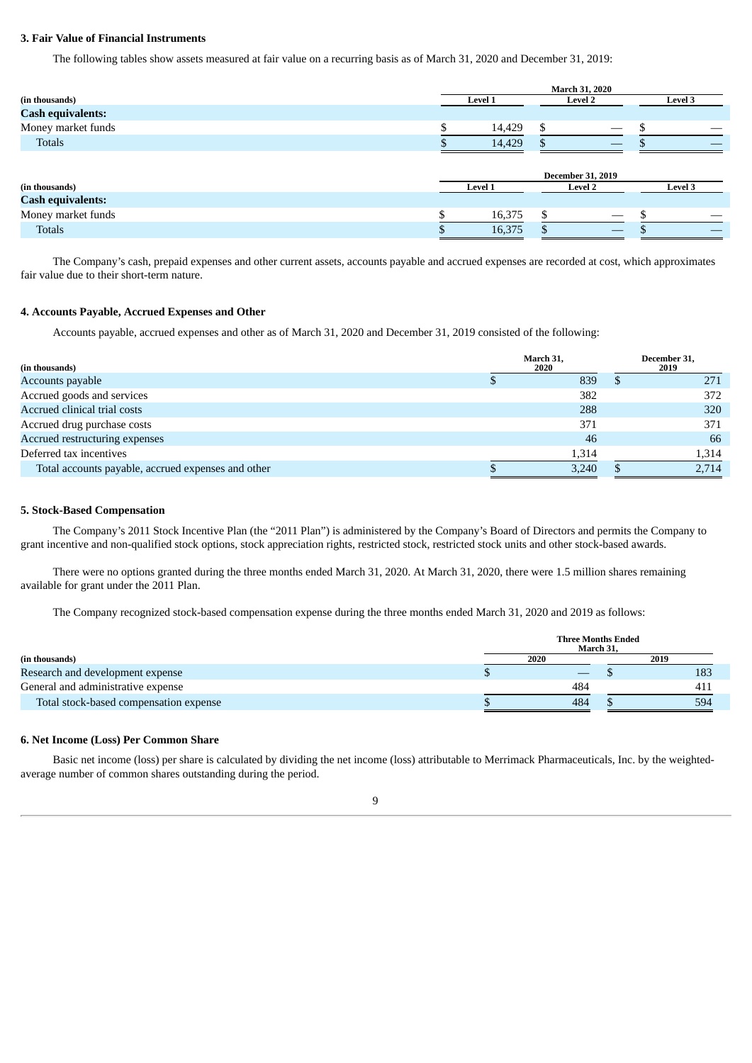**3. Fair Value of Financial Instruments**

The following tables show assets measured at fair value on a recurring basis as of March 31, 2020 and December 31, 2019:

| (in thousands) | March 31, 2020 | | |
|---|---|---|---|
| | Level 1 | Level 2 | Level 3 |
| **Cash equivalents:** | | | |
| Money market funds | $ 14,429 | $ — | $ — |
| Totals | $ 14,429 | $ — | $ — |

| (in thousands) | December 31, 2019 | | |
|---|---|---|---|
| | Level 1 | Level 2 | Level 3 |
| **Cash equivalents:** | | | |
| Money market funds | $ 16,375 | $ — | $ — |
| Totals | $ 16,375 | $ — | $ — |

The Company's cash, prepaid expenses and other current assets, accounts payable and accrued expenses are recorded at cost, which approximates fair value due to their short-term nature.

**4. Accounts Payable, Accrued Expenses and Other**

Accounts payable, accrued expenses and other as of March 31, 2020 and December 31, 2019 consisted of the following:

| (in thousands) | March 31, 2020 | December 31, 2019 |
|---|---|---|
| Accounts payable | $ 839 | $ 271 |
| Accrued goods and services | 382 | 372 |
| Accrued clinical trial costs | 288 | 320 |
| Accrued drug purchase costs | 371 | 371 |
| Accrued restructuring expenses | 46 | 66 |
| Deferred tax incentives | 1,314 | 1,314 |
| Total accounts payable, accrued expenses and other | $ 3,240 | $ 2,714 |

**5. Stock-Based Compensation**

The Company's 2011 Stock Incentive Plan (the "2011 Plan") is administered by the Company's Board of Directors and permits the Company to grant incentive and non-qualified stock options, stock appreciation rights, restricted stock, restricted stock units and other stock-based awards.

There were no options granted during the three months ended March 31, 2020. At March 31, 2020, there were 1.5 million shares remaining available for grant under the 2011 Plan.

The Company recognized stock-based compensation expense during the three months ended March 31, 2020 and 2019 as follows:

| (in thousands) | Three Months Ended March 31, | |
|---|---|---|
| | 2020 | 2019 |
| Research and development expense | $ — | $ 183 |
| General and administrative expense | 484 | 411 |
| Total stock-based compensation expense | $ 484 | $ 594 |

**6. Net Income (Loss) Per Common Share**

Basic net income (loss) per share is calculated by dividing the net income (loss) attributable to Merrimack Pharmaceuticals, Inc. by the weighted-average number of common shares outstanding during the period.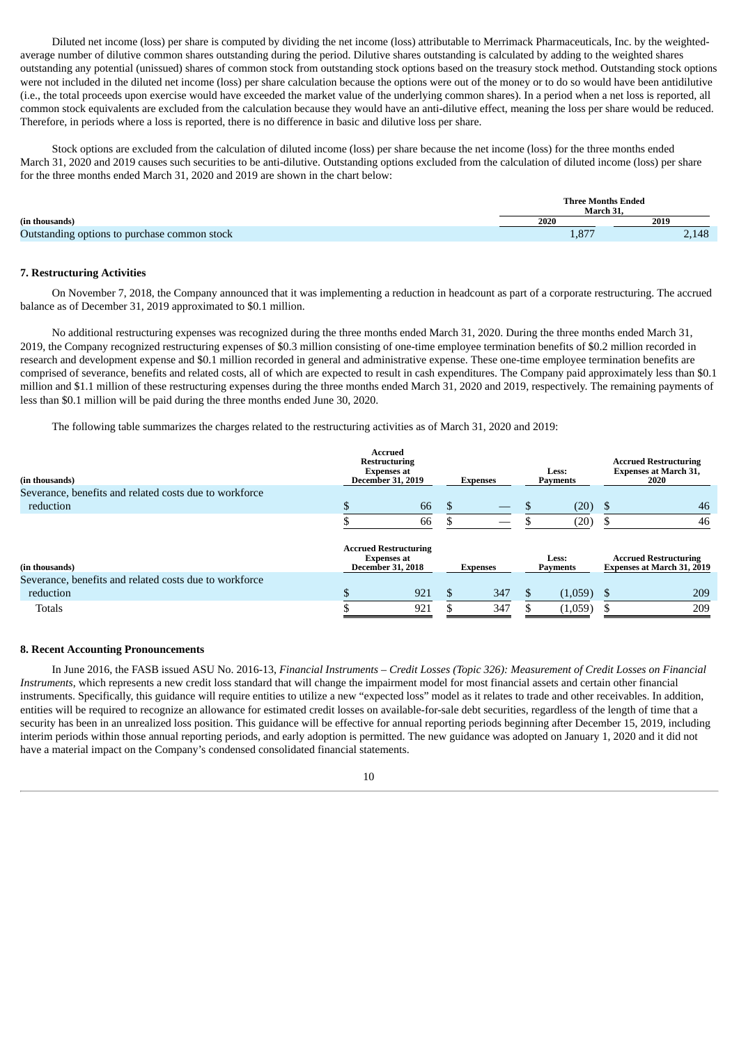Diluted net income (loss) per share is computed by dividing the net income (loss) attributable to Merrimack Pharmaceuticals, Inc. by the weighted-average number of dilutive common shares outstanding during the period. Dilutive shares outstanding is calculated by adding to the weighted shares outstanding any potential (unissued) shares of common stock from outstanding stock options based on the treasury stock method. Outstanding stock options were not included in the diluted net income (loss) per share calculation because the options were out of the money or to do so would have been antidilutive (i.e., the total proceeds upon exercise would have exceeded the market value of the underlying common shares). In a period when a net loss is reported, all common stock equivalents are excluded from the calculation because they would have an anti-dilutive effect, meaning the loss per share would be reduced. Therefore, in periods where a loss is reported, there is no difference in basic and dilutive loss per share.

Stock options are excluded from the calculation of diluted income (loss) per share because the net income (loss) for the three months ended March 31, 2020 and 2019 causes such securities to be anti-dilutive. Outstanding options excluded from the calculation of diluted income (loss) per share for the three months ended March 31, 2020 and 2019 are shown in the chart below:

| (in thousands) | Three Months Ended March 31, 2020 | Three Months Ended March 31, 2019 |
|---|---|---|
| Outstanding options to purchase common stock | 1,877 | 2,148 |

### 7. Restructuring Activities

On November 7, 2018, the Company announced that it was implementing a reduction in headcount as part of a corporate restructuring. The accrued balance as of December 31, 2019 approximated to $0.1 million.

No additional restructuring expenses was recognized during the three months ended March 31, 2020. During the three months ended March 31, 2019, the Company recognized restructuring expenses of $0.3 million consisting of one-time employee termination benefits of $0.2 million recorded in research and development expense and $0.1 million recorded in general and administrative expense. These one-time employee termination benefits are comprised of severance, benefits and related costs, all of which are expected to result in cash expenditures. The Company paid approximately less than $0.1 million and $1.1 million of these restructuring expenses during the three months ended March 31, 2020 and 2019, respectively. The remaining payments of less than $0.1 million will be paid during the three months ended June 30, 2020.

The following table summarizes the charges related to the restructuring activities as of March 31, 2020 and 2019:

| (in thousands) | Accrued Restructuring Expenses at December 31, 2019 | Expenses | Less: Payments | Accrued Restructuring Expenses at March 31, 2020 |
|---|---|---|---|---|
| Severance, benefits and related costs due to workforce reduction | $ 66 | $ — | $ (20) | $ 46 |
| | $ 66 | $ — | $ (20) | $ 46 |

| (in thousands) | Accrued Restructuring Expenses at December 31, 2018 | Expenses | Less: Payments | Accrued Restructuring Expenses at March 31, 2019 |
|---|---|---|---|---|
| Severance, benefits and related costs due to workforce reduction | $ 921 | $ 347 | $ (1,059) | $ 209 |
| Totals | $ 921 | $ 347 | $ (1,059) | $ 209 |

### 8. Recent Accounting Pronouncements

In June 2016, the FASB issued ASU No. 2016-13, *Financial Instruments – Credit Losses (Topic 326): Measurement of Credit Losses on Financial Instruments*, which represents a new credit loss standard that will change the impairment model for most financial assets and certain other financial instruments. Specifically, this guidance will require entities to utilize a new "expected loss" model as it relates to trade and other receivables. In addition, entities will be required to recognize an allowance for estimated credit losses on available-for-sale debt securities, regardless of the length of time that a security has been in an unrealized loss position. This guidance will be effective for annual reporting periods beginning after December 15, 2019, including interim periods within those annual reporting periods, and early adoption is permitted. The new guidance was adopted on January 1, 2020 and it did not have a material impact on the Company's condensed consolidated financial statements.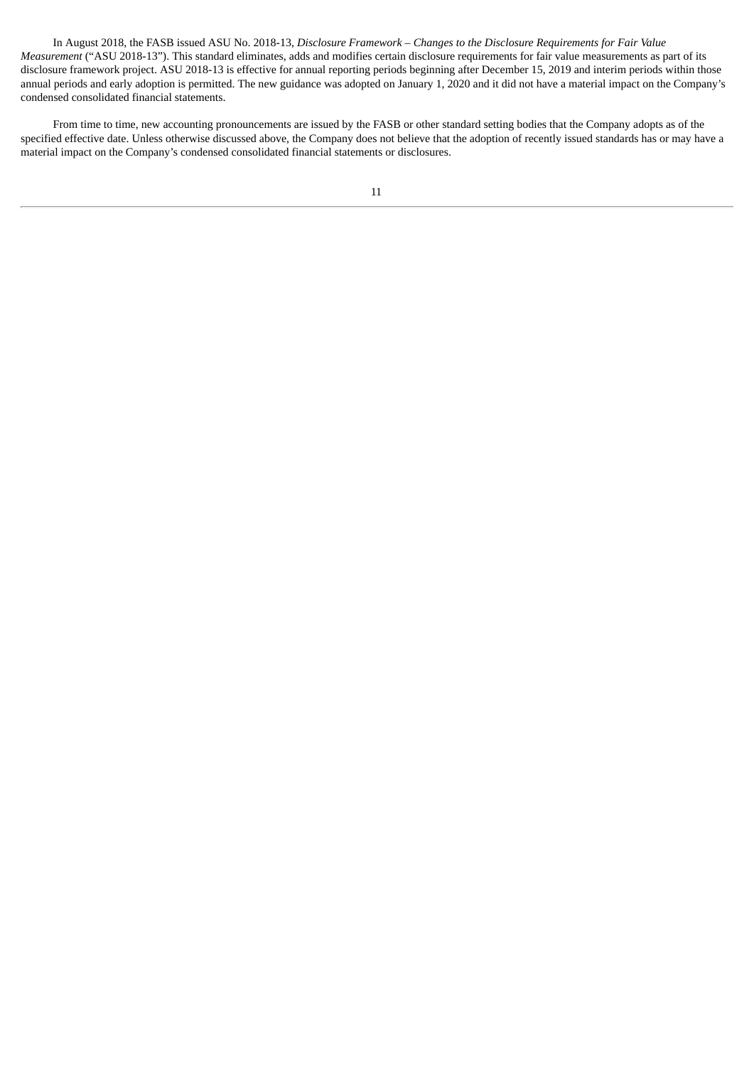In August 2018, the FASB issued ASU No. 2018-13, *Disclosure Framework – Changes to the Disclosure Requirements for Fair Value Measurement* ("ASU 2018-13"). This standard eliminates, adds and modifies certain disclosure requirements for fair value measurements as part of its disclosure framework project. ASU 2018-13 is effective for annual reporting periods beginning after December 15, 2019 and interim periods within those annual periods and early adoption is permitted. The new guidance was adopted on January 1, 2020 and it did not have a material impact on the Company's condensed consolidated financial statements.

From time to time, new accounting pronouncements are issued by the FASB or other standard setting bodies that the Company adopts as of the specified effective date. Unless otherwise discussed above, the Company does not believe that the adoption of recently issued standards has or may have a material impact on the Company's condensed consolidated financial statements or disclosures.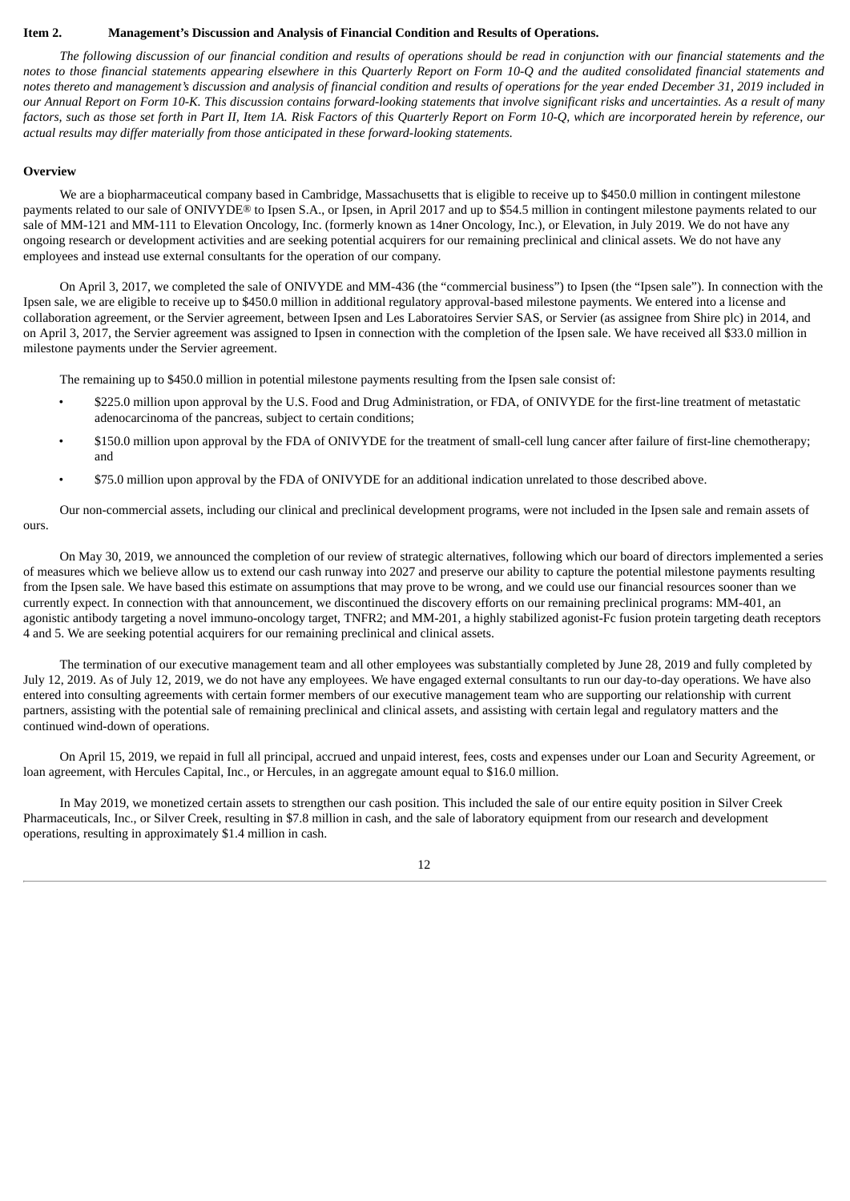## Item 2. Management's Discussion and Analysis of Financial Condition and Results of Operations.

*The following discussion of our financial condition and results of operations should be read in conjunction with our financial statements and the notes to those financial statements appearing elsewhere in this Quarterly Report on Form 10-Q and the audited consolidated financial statements and notes thereto and management's discussion and analysis of financial condition and results of operations for the year ended December 31, 2019 included in our Annual Report on Form 10-K. This discussion contains forward-looking statements that involve significant risks and uncertainties. As a result of many factors, such as those set forth in Part II, Item 1A. Risk Factors of this Quarterly Report on Form 10-Q, which are incorporated herein by reference, our actual results may differ materially from those anticipated in these forward-looking statements.*

### Overview

We are a biopharmaceutical company based in Cambridge, Massachusetts that is eligible to receive up to $450.0 million in contingent milestone payments related to our sale of ONIVYDE® to Ipsen S.A., or Ipsen, in April 2017 and up to $54.5 million in contingent milestone payments related to our sale of MM-121 and MM-111 to Elevation Oncology, Inc. (formerly known as 14ner Oncology, Inc.), or Elevation, in July 2019. We do not have any ongoing research or development activities and are seeking potential acquirers for our remaining preclinical and clinical assets. We do not have any employees and instead use external consultants for the operation of our company.

On April 3, 2017, we completed the sale of ONIVYDE and MM-436 (the "commercial business") to Ipsen (the "Ipsen sale"). In connection with the Ipsen sale, we are eligible to receive up to $450.0 million in additional regulatory approval-based milestone payments. We entered into a license and collaboration agreement, or the Servier agreement, between Ipsen and Les Laboratoires Servier SAS, or Servier (as assignee from Shire plc) in 2014, and on April 3, 2017, the Servier agreement was assigned to Ipsen in connection with the completion of the Ipsen sale. We have received all $33.0 million in milestone payments under the Servier agreement.

The remaining up to $450.0 million in potential milestone payments resulting from the Ipsen sale consist of:

- $225.0 million upon approval by the U.S. Food and Drug Administration, or FDA, of ONIVYDE for the first-line treatment of metastatic adenocarcinoma of the pancreas, subject to certain conditions;
- $150.0 million upon approval by the FDA of ONIVYDE for the treatment of small-cell lung cancer after failure of first-line chemotherapy; and
- $75.0 million upon approval by the FDA of ONIVYDE for an additional indication unrelated to those described above.

Our non-commercial assets, including our clinical and preclinical development programs, were not included in the Ipsen sale and remain assets of ours.

On May 30, 2019, we announced the completion of our review of strategic alternatives, following which our board of directors implemented a series of measures which we believe allow us to extend our cash runway into 2027 and preserve our ability to capture the potential milestone payments resulting from the Ipsen sale. We have based this estimate on assumptions that may prove to be wrong, and we could use our financial resources sooner than we currently expect. In connection with that announcement, we discontinued the discovery efforts on our remaining preclinical programs: MM-401, an agonistic antibody targeting a novel immuno-oncology target, TNFR2; and MM-201, a highly stabilized agonist-Fc fusion protein targeting death receptors 4 and 5. We are seeking potential acquirers for our remaining preclinical and clinical assets.

The termination of our executive management team and all other employees was substantially completed by June 28, 2019 and fully completed by July 12, 2019. As of July 12, 2019, we do not have any employees. We have engaged external consultants to run our day-to-day operations. We have also entered into consulting agreements with certain former members of our executive management team who are supporting our relationship with current partners, assisting with the potential sale of remaining preclinical and clinical assets, and assisting with certain legal and regulatory matters and the continued wind-down of operations.

On April 15, 2019, we repaid in full all principal, accrued and unpaid interest, fees, costs and expenses under our Loan and Security Agreement, or loan agreement, with Hercules Capital, Inc., or Hercules, in an aggregate amount equal to $16.0 million.

In May 2019, we monetized certain assets to strengthen our cash position. This included the sale of our entire equity position in Silver Creek Pharmaceuticals, Inc., or Silver Creek, resulting in $7.8 million in cash, and the sale of laboratory equipment from our research and development operations, resulting in approximately $1.4 million in cash.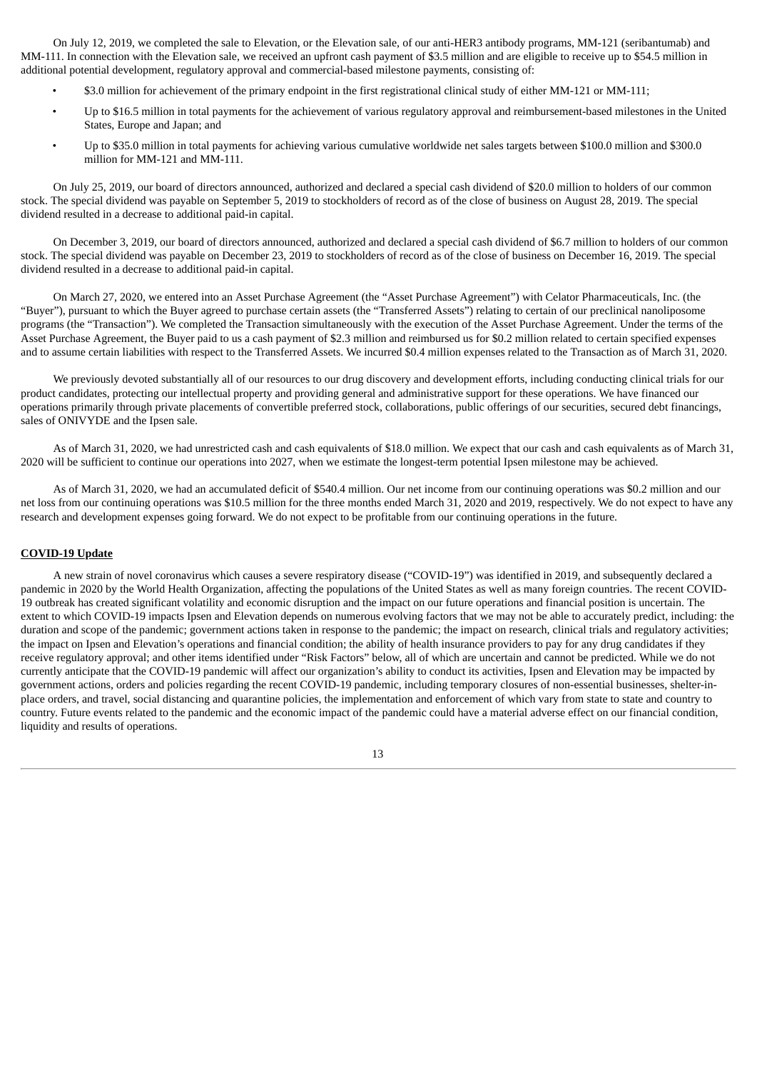On July 12, 2019, we completed the sale to Elevation, or the Elevation sale, of our anti-HER3 antibody programs, MM-121 (seribantumab) and MM-111. In connection with the Elevation sale, we received an upfront cash payment of $3.5 million and are eligible to receive up to $54.5 million in additional potential development, regulatory approval and commercial-based milestone payments, consisting of:

- $3.0 million for achievement of the primary endpoint in the first registrational clinical study of either MM-121 or MM-111;
- Up to $16.5 million in total payments for the achievement of various regulatory approval and reimbursement-based milestones in the United States, Europe and Japan; and
- Up to $35.0 million in total payments for achieving various cumulative worldwide net sales targets between $100.0 million and $300.0 million for MM-121 and MM-111.

On July 25, 2019, our board of directors announced, authorized and declared a special cash dividend of $20.0 million to holders of our common stock. The special dividend was payable on September 5, 2019 to stockholders of record as of the close of business on August 28, 2019. The special dividend resulted in a decrease to additional paid-in capital.

On December 3, 2019, our board of directors announced, authorized and declared a special cash dividend of $6.7 million to holders of our common stock. The special dividend was payable on December 23, 2019 to stockholders of record as of the close of business on December 16, 2019. The special dividend resulted in a decrease to additional paid-in capital.

On March 27, 2020, we entered into an Asset Purchase Agreement (the "Asset Purchase Agreement") with Celator Pharmaceuticals, Inc. (the "Buyer"), pursuant to which the Buyer agreed to purchase certain assets (the "Transferred Assets") relating to certain of our preclinical nanoliposome programs (the "Transaction"). We completed the Transaction simultaneously with the execution of the Asset Purchase Agreement. Under the terms of the Asset Purchase Agreement, the Buyer paid to us a cash payment of $2.3 million and reimbursed us for $0.2 million related to certain specified expenses and to assume certain liabilities with respect to the Transferred Assets. We incurred $0.4 million expenses related to the Transaction as of March 31, 2020.

We previously devoted substantially all of our resources to our drug discovery and development efforts, including conducting clinical trials for our product candidates, protecting our intellectual property and providing general and administrative support for these operations. We have financed our operations primarily through private placements of convertible preferred stock, collaborations, public offerings of our securities, secured debt financings, sales of ONIVYDE and the Ipsen sale.

As of March 31, 2020, we had unrestricted cash and cash equivalents of $18.0 million. We expect that our cash and cash equivalents as of March 31, 2020 will be sufficient to continue our operations into 2027, when we estimate the longest-term potential Ipsen milestone may be achieved.

As of March 31, 2020, we had an accumulated deficit of $540.4 million. Our net income from our continuing operations was $0.2 million and our net loss from our continuing operations was $10.5 million for the three months ended March 31, 2020 and 2019, respectively. We do not expect to have any research and development expenses going forward. We do not expect to be profitable from our continuing operations in the future.

**COVID-19 Update**

A new strain of novel coronavirus which causes a severe respiratory disease ("COVID-19") was identified in 2019, and subsequently declared a pandemic in 2020 by the World Health Organization, affecting the populations of the United States as well as many foreign countries. The recent COVID-19 outbreak has created significant volatility and economic disruption and the impact on our future operations and financial position is uncertain. The extent to which COVID-19 impacts Ipsen and Elevation depends on numerous evolving factors that we may not be able to accurately predict, including: the duration and scope of the pandemic; government actions taken in response to the pandemic; the impact on research, clinical trials and regulatory activities; the impact on Ipsen and Elevation's operations and financial condition; the ability of health insurance providers to pay for any drug candidates if they receive regulatory approval; and other items identified under "Risk Factors" below, all of which are uncertain and cannot be predicted. While we do not currently anticipate that the COVID-19 pandemic will affect our organization's ability to conduct its activities, Ipsen and Elevation may be impacted by government actions, orders and policies regarding the recent COVID-19 pandemic, including temporary closures of non-essential businesses, shelter-in-place orders, and travel, social distancing and quarantine policies, the implementation and enforcement of which vary from state to state and country to country. Future events related to the pandemic and the economic impact of the pandemic could have a material adverse effect on our financial condition, liquidity and results of operations.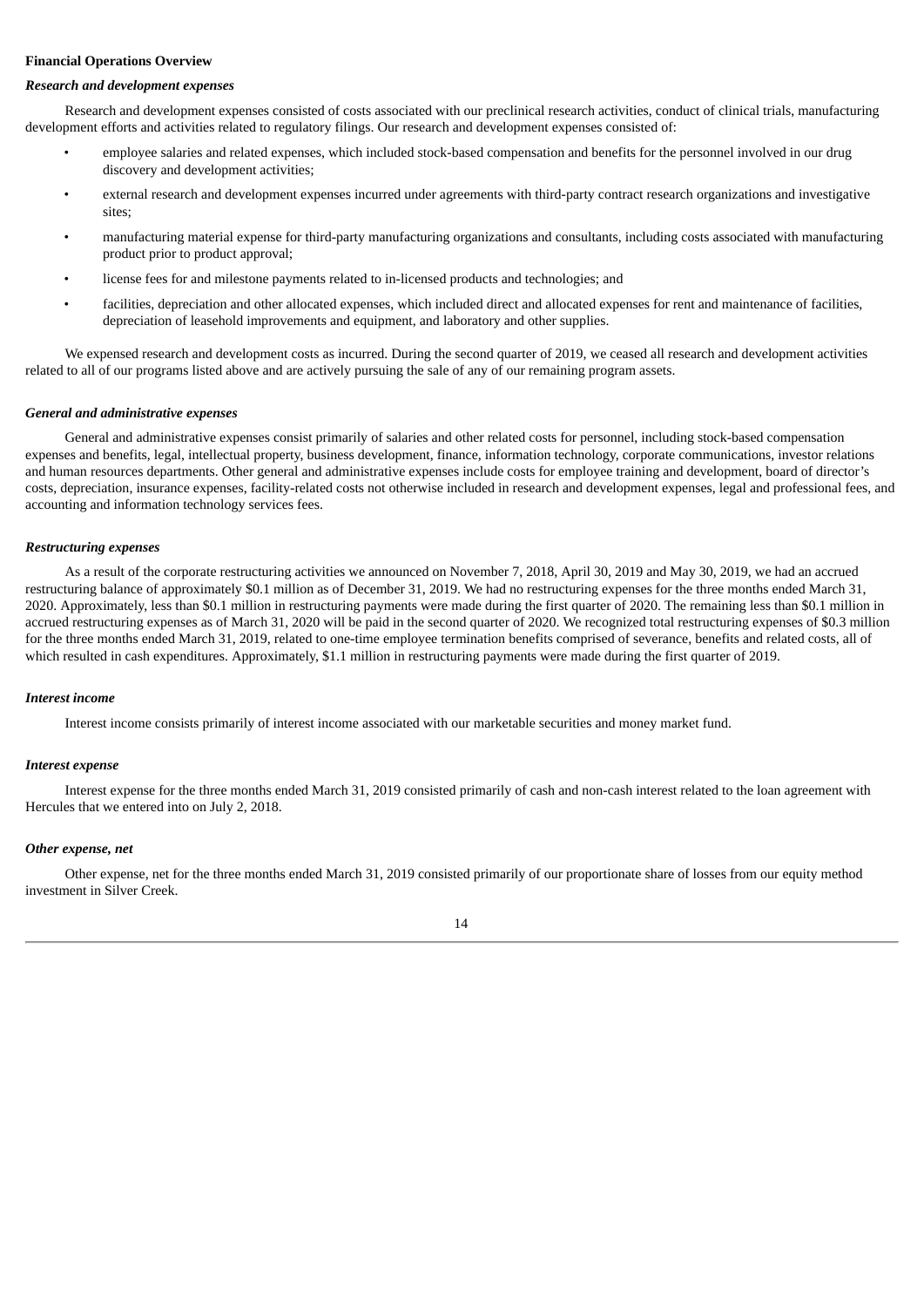**Financial Operations Overview**

***Research and development expenses***

Research and development expenses consisted of costs associated with our preclinical research activities, conduct of clinical trials, manufacturing development efforts and activities related to regulatory filings. Our research and development expenses consisted of:

- employee salaries and related expenses, which included stock-based compensation and benefits for the personnel involved in our drug discovery and development activities;
- external research and development expenses incurred under agreements with third-party contract research organizations and investigative sites;
- manufacturing material expense for third-party manufacturing organizations and consultants, including costs associated with manufacturing product prior to product approval;
- license fees for and milestone payments related to in-licensed products and technologies; and
- facilities, depreciation and other allocated expenses, which included direct and allocated expenses for rent and maintenance of facilities, depreciation of leasehold improvements and equipment, and laboratory and other supplies.

We expensed research and development costs as incurred. During the second quarter of 2019, we ceased all research and development activities related to all of our programs listed above and are actively pursuing the sale of any of our remaining program assets.

***General and administrative expenses***

General and administrative expenses consist primarily of salaries and other related costs for personnel, including stock-based compensation expenses and benefits, legal, intellectual property, business development, finance, information technology, corporate communications, investor relations and human resources departments. Other general and administrative expenses include costs for employee training and development, board of director's costs, depreciation, insurance expenses, facility-related costs not otherwise included in research and development expenses, legal and professional fees, and accounting and information technology services fees.

***Restructuring expenses***

As a result of the corporate restructuring activities we announced on November 7, 2018, April 30, 2019 and May 30, 2019, we had an accrued restructuring balance of approximately $0.1 million as of December 31, 2019. We had no restructuring expenses for the three months ended March 31, 2020. Approximately, less than $0.1 million in restructuring payments were made during the first quarter of 2020. The remaining less than $0.1 million in accrued restructuring expenses as of March 31, 2020 will be paid in the second quarter of 2020. We recognized total restructuring expenses of $0.3 million for the three months ended March 31, 2019, related to one-time employee termination benefits comprised of severance, benefits and related costs, all of which resulted in cash expenditures. Approximately, $1.1 million in restructuring payments were made during the first quarter of 2019.

***Interest income***

Interest income consists primarily of interest income associated with our marketable securities and money market fund.

***Interest expense***

Interest expense for the three months ended March 31, 2019 consisted primarily of cash and non-cash interest related to the loan agreement with Hercules that we entered into on July 2, 2018.

***Other expense, net***

Other expense, net for the three months ended March 31, 2019 consisted primarily of our proportionate share of losses from our equity method investment in Silver Creek.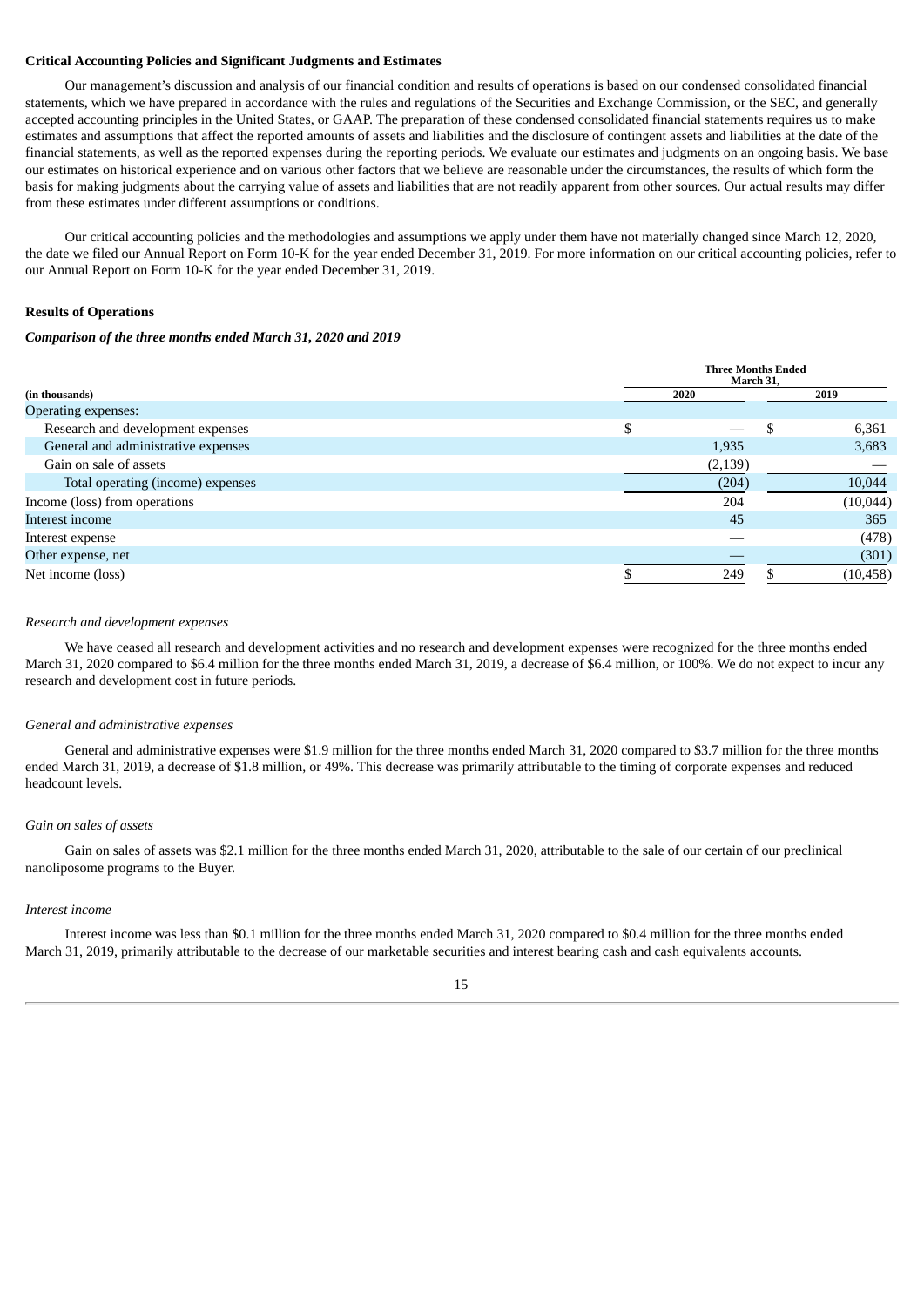**Critical Accounting Policies and Significant Judgments and Estimates**

Our management's discussion and analysis of our financial condition and results of operations is based on our condensed consolidated financial statements, which we have prepared in accordance with the rules and regulations of the Securities and Exchange Commission, or the SEC, and generally accepted accounting principles in the United States, or GAAP. The preparation of these condensed consolidated financial statements requires us to make estimates and assumptions that affect the reported amounts of assets and liabilities and the disclosure of contingent assets and liabilities at the date of the financial statements, as well as the reported expenses during the reporting periods. We evaluate our estimates and judgments on an ongoing basis. We base our estimates on historical experience and on various other factors that we believe are reasonable under the circumstances, the results of which form the basis for making judgments about the carrying value of assets and liabilities that are not readily apparent from other sources. Our actual results may differ from these estimates under different assumptions or conditions.

Our critical accounting policies and the methodologies and assumptions we apply under them have not materially changed since March 12, 2020, the date we filed our Annual Report on Form 10-K for the year ended December 31, 2019. For more information on our critical accounting policies, refer to our Annual Report on Form 10-K for the year ended December 31, 2019.

**Results of Operations**

***Comparison of the three months ended March 31, 2020 and 2019***

| (in thousands) | Three Months Ended March 31, 2020 | Three Months Ended March 31, 2019 |
|---|---|---|
| Operating expenses: | | |
| Research and development expenses | $ — | $ 6,361 |
| General and administrative expenses | 1,935 | 3,683 |
| Gain on sale of assets | (2,139) | — |
| Total operating (income) expenses | (204) | 10,044 |
| Income (loss) from operations | 204 | (10,044) |
| Interest income | 45 | 365 |
| Interest expense | — | (478) |
| Other expense, net | — | (301) |
| Net income (loss) | $ 249 | $ (10,458) |

*Research and development expenses*

We have ceased all research and development activities and no research and development expenses were recognized for the three months ended March 31, 2020 compared to $6.4 million for the three months ended March 31, 2019, a decrease of $6.4 million, or 100%. We do not expect to incur any research and development cost in future periods.

*General and administrative expenses*

General and administrative expenses were $1.9 million for the three months ended March 31, 2020 compared to $3.7 million for the three months ended March 31, 2019, a decrease of $1.8 million, or 49%. This decrease was primarily attributable to the timing of corporate expenses and reduced headcount levels.

*Gain on sales of assets*

Gain on sales of assets was $2.1 million for the three months ended March 31, 2020, attributable to the sale of our certain of our preclinical nanoliposome programs to the Buyer.

*Interest income*

Interest income was less than $0.1 million for the three months ended March 31, 2020 compared to $0.4 million for the three months ended March 31, 2019, primarily attributable to the decrease of our marketable securities and interest bearing cash and cash equivalents accounts.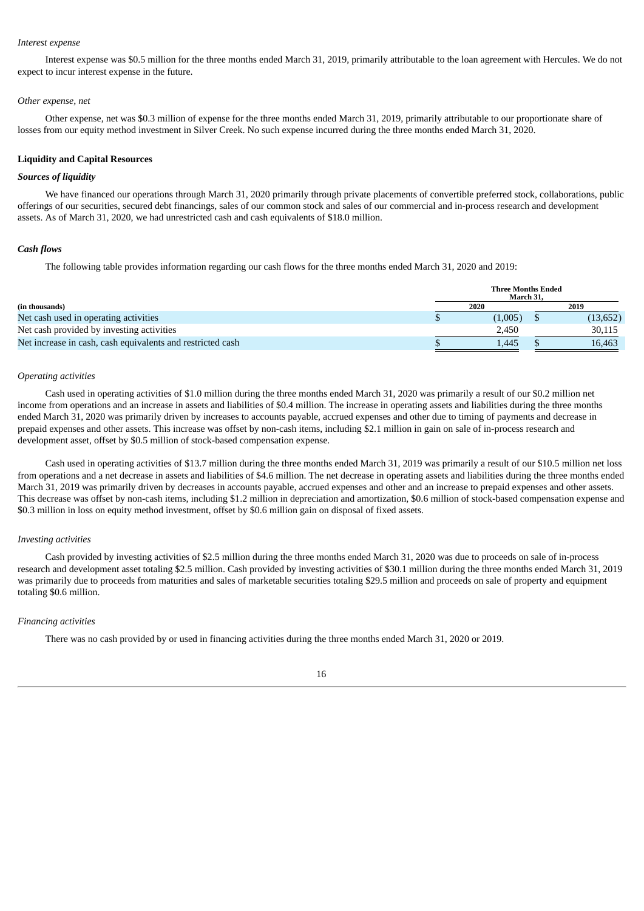*Interest expense*

Interest expense was $0.5 million for the three months ended March 31, 2019, primarily attributable to the loan agreement with Hercules. We do not expect to incur interest expense in the future.

*Other expense, net*

Other expense, net was $0.3 million of expense for the three months ended March 31, 2019, primarily attributable to our proportionate share of losses from our equity method investment in Silver Creek. No such expense incurred during the three months ended March 31, 2020.

**Liquidity and Capital Resources**

***Sources of liquidity***

We have financed our operations through March 31, 2020 primarily through private placements of convertible preferred stock, collaborations, public offerings of our securities, secured debt financings, sales of our common stock and sales of our commercial and in-process research and development assets. As of March 31, 2020, we had unrestricted cash and cash equivalents of $18.0 million.

***Cash flows***

The following table provides information regarding our cash flows for the three months ended March 31, 2020 and 2019:

| | Three Months Ended March 31, | |
|---|---|---|
| **(in thousands)** | **2020** | **2019** |
| Net cash used in operating activities | $ (1,005) | $ (13,652) |
| Net cash provided by investing activities | 2,450 | 30,115 |
| Net increase in cash, cash equivalents and restricted cash | $ 1,445 | $ 16,463 |

*Operating activities*

Cash used in operating activities of $1.0 million during the three months ended March 31, 2020 was primarily a result of our $0.2 million net income from operations and an increase in assets and liabilities of $0.4 million. The increase in operating assets and liabilities during the three months ended March 31, 2020 was primarily driven by increases to accounts payable, accrued expenses and other due to timing of payments and decrease in prepaid expenses and other assets. This increase was offset by non-cash items, including $2.1 million in gain on sale of in-process research and development asset, offset by $0.5 million of stock-based compensation expense.

Cash used in operating activities of $13.7 million during the three months ended March 31, 2019 was primarily a result of our $10.5 million net loss from operations and a net decrease in assets and liabilities of $4.6 million. The net decrease in operating assets and liabilities during the three months ended March 31, 2019 was primarily driven by decreases in accounts payable, accrued expenses and other and an increase to prepaid expenses and other assets. This decrease was offset by non-cash items, including $1.2 million in depreciation and amortization, $0.6 million of stock-based compensation expense and $0.3 million in loss on equity method investment, offset by $0.6 million gain on disposal of fixed assets.

*Investing activities*

Cash provided by investing activities of $2.5 million during the three months ended March 31, 2020 was due to proceeds on sale of in-process research and development asset totaling $2.5 million. Cash provided by investing activities of $30.1 million during the three months ended March 31, 2019 was primarily due to proceeds from maturities and sales of marketable securities totaling $29.5 million and proceeds on sale of property and equipment totaling $0.6 million.

*Financing activities*

There was no cash provided by or used in financing activities during the three months ended March 31, 2020 or 2019.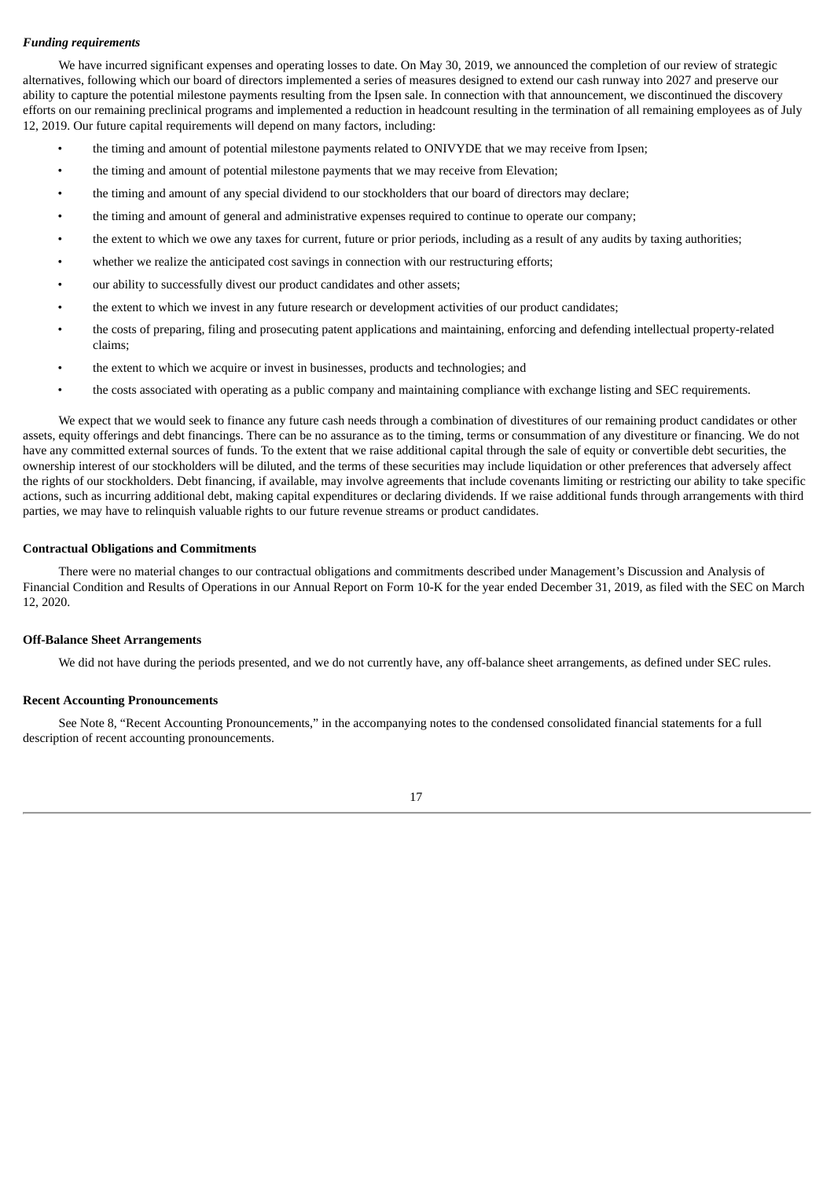### *Funding requirements*

We have incurred significant expenses and operating losses to date. On May 30, 2019, we announced the completion of our review of strategic alternatives, following which our board of directors implemented a series of measures designed to extend our cash runway into 2027 and preserve our ability to capture the potential milestone payments resulting from the Ipsen sale. In connection with that announcement, we discontinued the discovery efforts on our remaining preclinical programs and implemented a reduction in headcount resulting in the termination of all remaining employees as of July 12, 2019. Our future capital requirements will depend on many factors, including:

- the timing and amount of potential milestone payments related to ONIVYDE that we may receive from Ipsen;
- the timing and amount of potential milestone payments that we may receive from Elevation;
- the timing and amount of any special dividend to our stockholders that our board of directors may declare;
- the timing and amount of general and administrative expenses required to continue to operate our company;
- the extent to which we owe any taxes for current, future or prior periods, including as a result of any audits by taxing authorities;
- whether we realize the anticipated cost savings in connection with our restructuring efforts;
- our ability to successfully divest our product candidates and other assets;
- the extent to which we invest in any future research or development activities of our product candidates;
- the costs of preparing, filing and prosecuting patent applications and maintaining, enforcing and defending intellectual property-related claims;
- the extent to which we acquire or invest in businesses, products and technologies; and
- the costs associated with operating as a public company and maintaining compliance with exchange listing and SEC requirements.

We expect that we would seek to finance any future cash needs through a combination of divestitures of our remaining product candidates or other assets, equity offerings and debt financings. There can be no assurance as to the timing, terms or consummation of any divestiture or financing. We do not have any committed external sources of funds. To the extent that we raise additional capital through the sale of equity or convertible debt securities, the ownership interest of our stockholders will be diluted, and the terms of these securities may include liquidation or other preferences that adversely affect the rights of our stockholders. Debt financing, if available, may involve agreements that include covenants limiting or restricting our ability to take specific actions, such as incurring additional debt, making capital expenditures or declaring dividends. If we raise additional funds through arrangements with third parties, we may have to relinquish valuable rights to our future revenue streams or product candidates.

### **Contractual Obligations and Commitments**

There were no material changes to our contractual obligations and commitments described under Management's Discussion and Analysis of Financial Condition and Results of Operations in our Annual Report on Form 10-K for the year ended December 31, 2019, as filed with the SEC on March 12, 2020.

### **Off-Balance Sheet Arrangements**

We did not have during the periods presented, and we do not currently have, any off-balance sheet arrangements, as defined under SEC rules.

### **Recent Accounting Pronouncements**

See Note 8, "Recent Accounting Pronouncements," in the accompanying notes to the condensed consolidated financial statements for a full description of recent accounting pronouncements.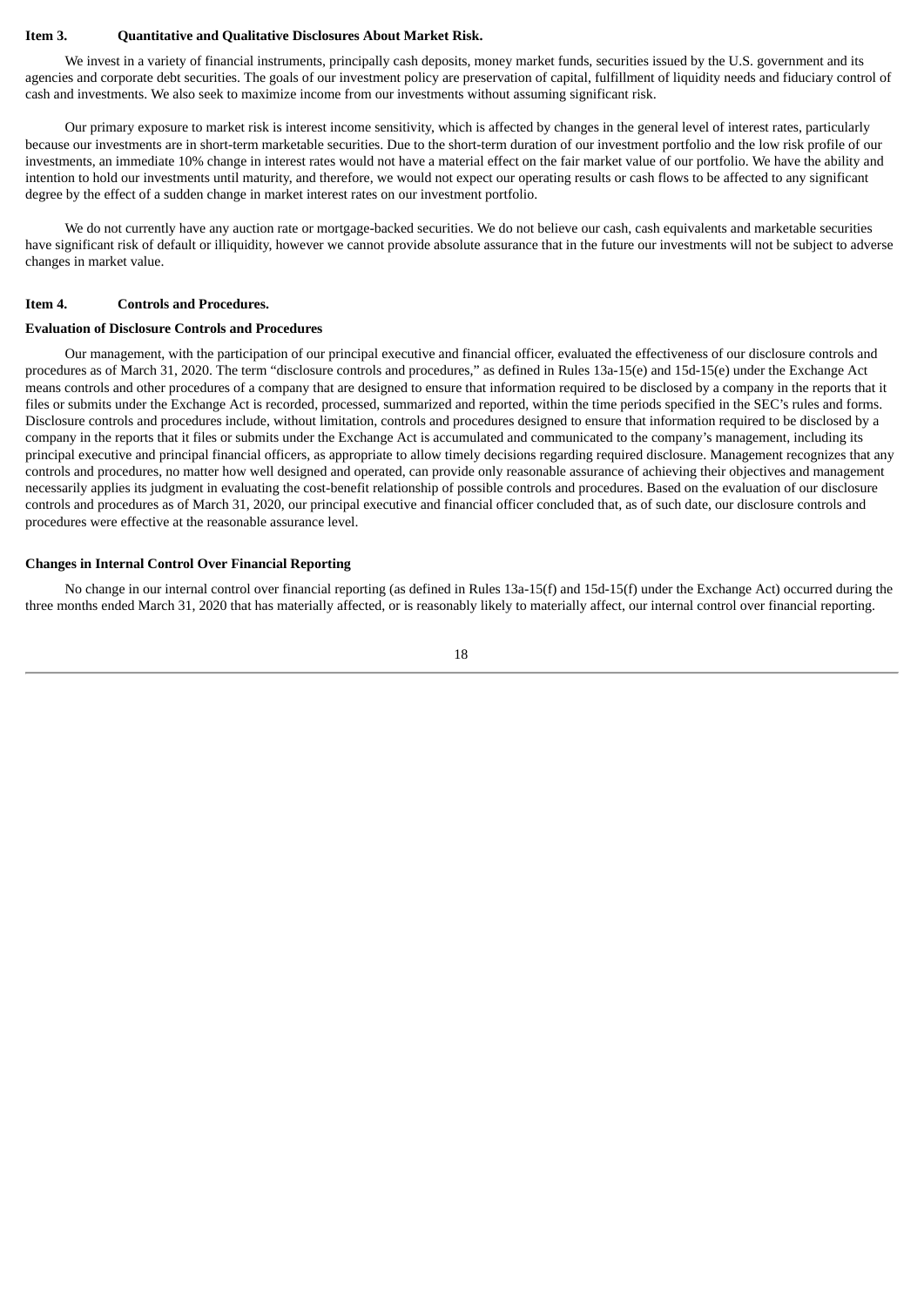## Item 3. Quantitative and Qualitative Disclosures About Market Risk.

We invest in a variety of financial instruments, principally cash deposits, money market funds, securities issued by the U.S. government and its agencies and corporate debt securities. The goals of our investment policy are preservation of capital, fulfillment of liquidity needs and fiduciary control of cash and investments. We also seek to maximize income from our investments without assuming significant risk.

Our primary exposure to market risk is interest income sensitivity, which is affected by changes in the general level of interest rates, particularly because our investments are in short-term marketable securities. Due to the short-term duration of our investment portfolio and the low risk profile of our investments, an immediate 10% change in interest rates would not have a material effect on the fair market value of our portfolio. We have the ability and intention to hold our investments until maturity, and therefore, we would not expect our operating results or cash flows to be affected to any significant degree by the effect of a sudden change in market interest rates on our investment portfolio.

We do not currently have any auction rate or mortgage-backed securities. We do not believe our cash, cash equivalents and marketable securities have significant risk of default or illiquidity, however we cannot provide absolute assurance that in the future our investments will not be subject to adverse changes in market value.

## Item 4. Controls and Procedures.

### Evaluation of Disclosure Controls and Procedures

Our management, with the participation of our principal executive and financial officer, evaluated the effectiveness of our disclosure controls and procedures as of March 31, 2020. The term "disclosure controls and procedures," as defined in Rules 13a-15(e) and 15d-15(e) under the Exchange Act means controls and other procedures of a company that are designed to ensure that information required to be disclosed by a company in the reports that it files or submits under the Exchange Act is recorded, processed, summarized and reported, within the time periods specified in the SEC's rules and forms. Disclosure controls and procedures include, without limitation, controls and procedures designed to ensure that information required to be disclosed by a company in the reports that it files or submits under the Exchange Act is accumulated and communicated to the company's management, including its principal executive and principal financial officers, as appropriate to allow timely decisions regarding required disclosure. Management recognizes that any controls and procedures, no matter how well designed and operated, can provide only reasonable assurance of achieving their objectives and management necessarily applies its judgment in evaluating the cost-benefit relationship of possible controls and procedures. Based on the evaluation of our disclosure controls and procedures as of March 31, 2020, our principal executive and financial officer concluded that, as of such date, our disclosure controls and procedures were effective at the reasonable assurance level.

### Changes in Internal Control Over Financial Reporting

No change in our internal control over financial reporting (as defined in Rules 13a-15(f) and 15d-15(f) under the Exchange Act) occurred during the three months ended March 31, 2020 that has materially affected, or is reasonably likely to materially affect, our internal control over financial reporting.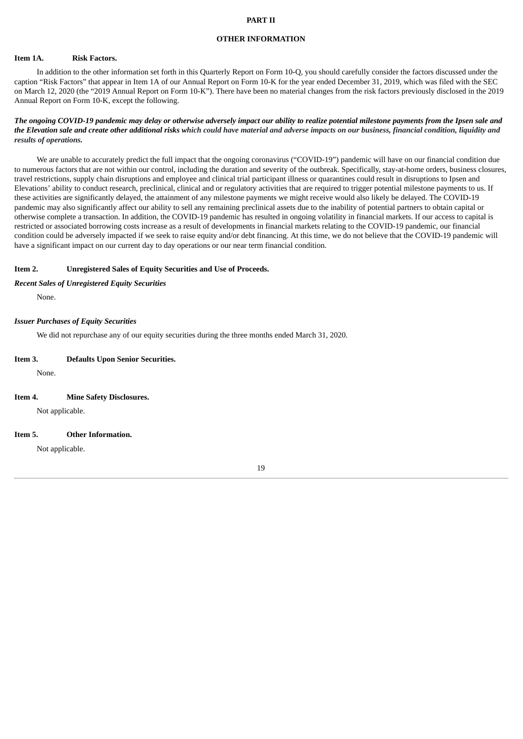# PART II

# OTHER INFORMATION

## Item 1A. Risk Factors.

In addition to the other information set forth in this Quarterly Report on Form 10-Q, you should carefully consider the factors discussed under the caption “Risk Factors” that appear in Item 1A of our Annual Report on Form 10-K for the year ended December 31, 2019, which was filed with the SEC on March 12, 2020 (the “2019 Annual Report on Form 10-K”). There have been no material changes from the risk factors previously disclosed in the 2019 Annual Report on Form 10-K, except the following.

***The ongoing COVID-19 pandemic may delay or otherwise adversely impact our ability to realize potential milestone payments from the Ipsen sale and the Elevation sale and create other additional risks which could have material and adverse impacts on our business, financial condition, liquidity and results of operations.***

We are unable to accurately predict the full impact that the ongoing coronavirus (“COVID-19”) pandemic will have on our financial condition due to numerous factors that are not within our control, including the duration and severity of the outbreak. Specifically, stay-at-home orders, business closures, travel restrictions, supply chain disruptions and employee and clinical trial participant illness or quarantines could result in disruptions to Ipsen and Elevations’ ability to conduct research, preclinical, clinical and or regulatory activities that are required to trigger potential milestone payments to us. If these activities are significantly delayed, the attainment of any milestone payments we might receive would also likely be delayed. The COVID-19 pandemic may also significantly affect our ability to sell any remaining preclinical assets due to the inability of potential partners to obtain capital or otherwise complete a transaction. In addition, the COVID-19 pandemic has resulted in ongoing volatility in financial markets. If our access to capital is restricted or associated borrowing costs increase as a result of developments in financial markets relating to the COVID-19 pandemic, our financial condition could be adversely impacted if we seek to raise equity and/or debt financing. At this time, we do not believe that the COVID-19 pandemic will have a significant impact on our current day to day operations or our near term financial condition.

## Item 2. Unregistered Sales of Equity Securities and Use of Proceeds.

***Recent Sales of Unregistered Equity Securities***

None.

***Issuer Purchases of Equity Securities***

We did not repurchase any of our equity securities during the three months ended March 31, 2020.

## Item 3. Defaults Upon Senior Securities.

None.

## Item 4. Mine Safety Disclosures.

Not applicable.

## Item 5. Other Information.

Not applicable.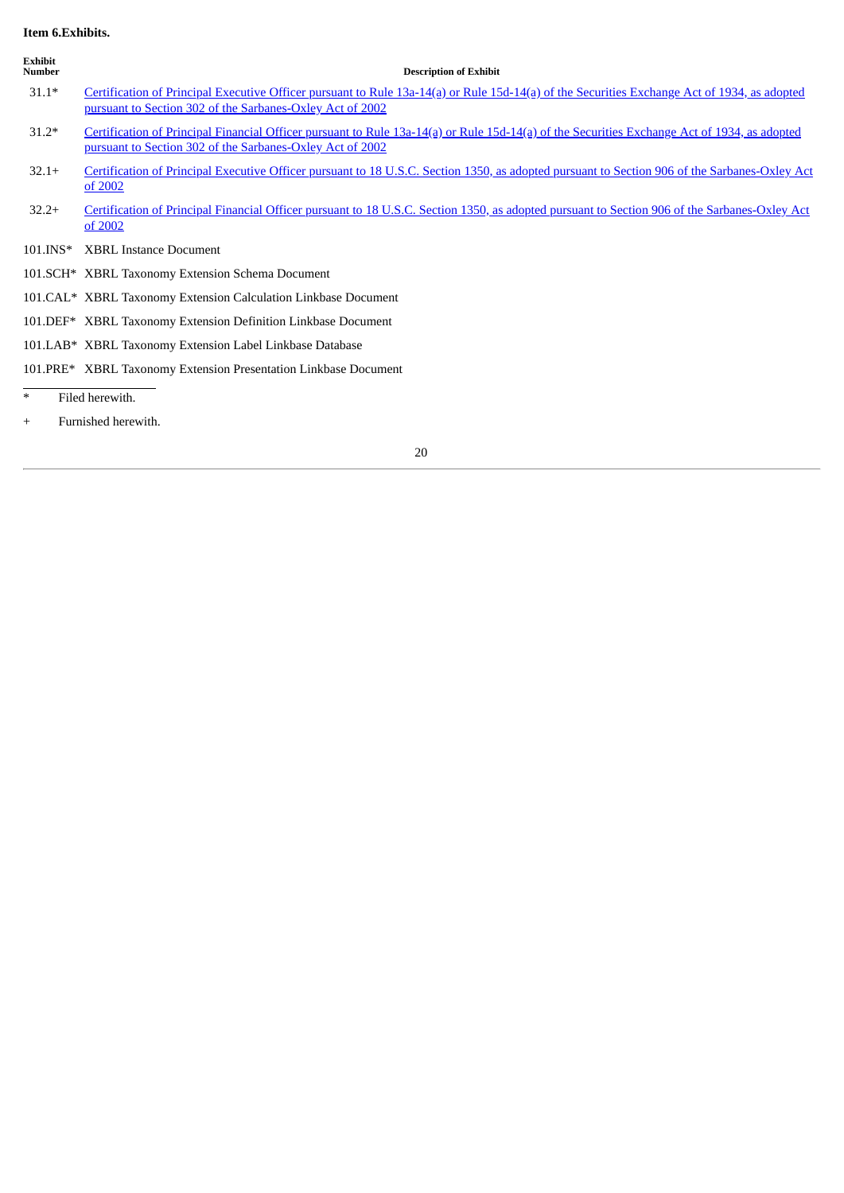**Item 6.Exhibits.**

| Exhibit Number | Description of Exhibit |
|---|---|
| 31.1* | Certification of Principal Executive Officer pursuant to Rule 13a-14(a) or Rule 15d-14(a) of the Securities Exchange Act of 1934, as adopted pursuant to Section 302 of the Sarbanes-Oxley Act of 2002 |
| 31.2* | Certification of Principal Financial Officer pursuant to Rule 13a-14(a) or Rule 15d-14(a) of the Securities Exchange Act of 1934, as adopted pursuant to Section 302 of the Sarbanes-Oxley Act of 2002 |
| 32.1+ | Certification of Principal Executive Officer pursuant to 18 U.S.C. Section 1350, as adopted pursuant to Section 906 of the Sarbanes-Oxley Act of 2002 |
| 32.2+ | Certification of Principal Financial Officer pursuant to 18 U.S.C. Section 1350, as adopted pursuant to Section 906 of the Sarbanes-Oxley Act of 2002 |
| 101.INS* | XBRL Instance Document |
| 101.SCH* | XBRL Taxonomy Extension Schema Document |
| 101.CAL* | XBRL Taxonomy Extension Calculation Linkbase Document |
| 101.DEF* | XBRL Taxonomy Extension Definition Linkbase Document |
| 101.LAB* | XBRL Taxonomy Extension Label Linkbase Database |
| 101.PRE* | XBRL Taxonomy Extension Presentation Linkbase Document |

\* Filed herewith.

\+ Furnished herewith.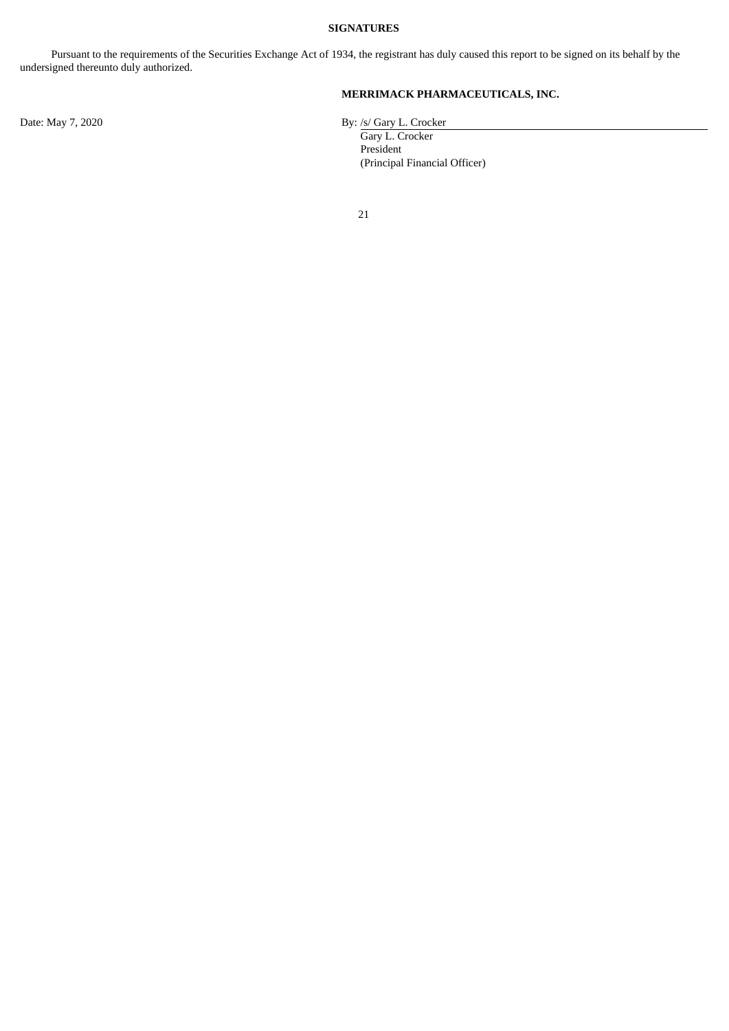## SIGNATURES

Pursuant to the requirements of the Securities Exchange Act of 1934, the registrant has duly caused this report to be signed on its behalf by the undersigned thereunto duly authorized.

**MERRIMACK PHARMACEUTICALS, INC.**

Date: May 7, 2020

By: /s/ Gary L. Crocker

Gary L. Crocker
President
(Principal Financial Officer)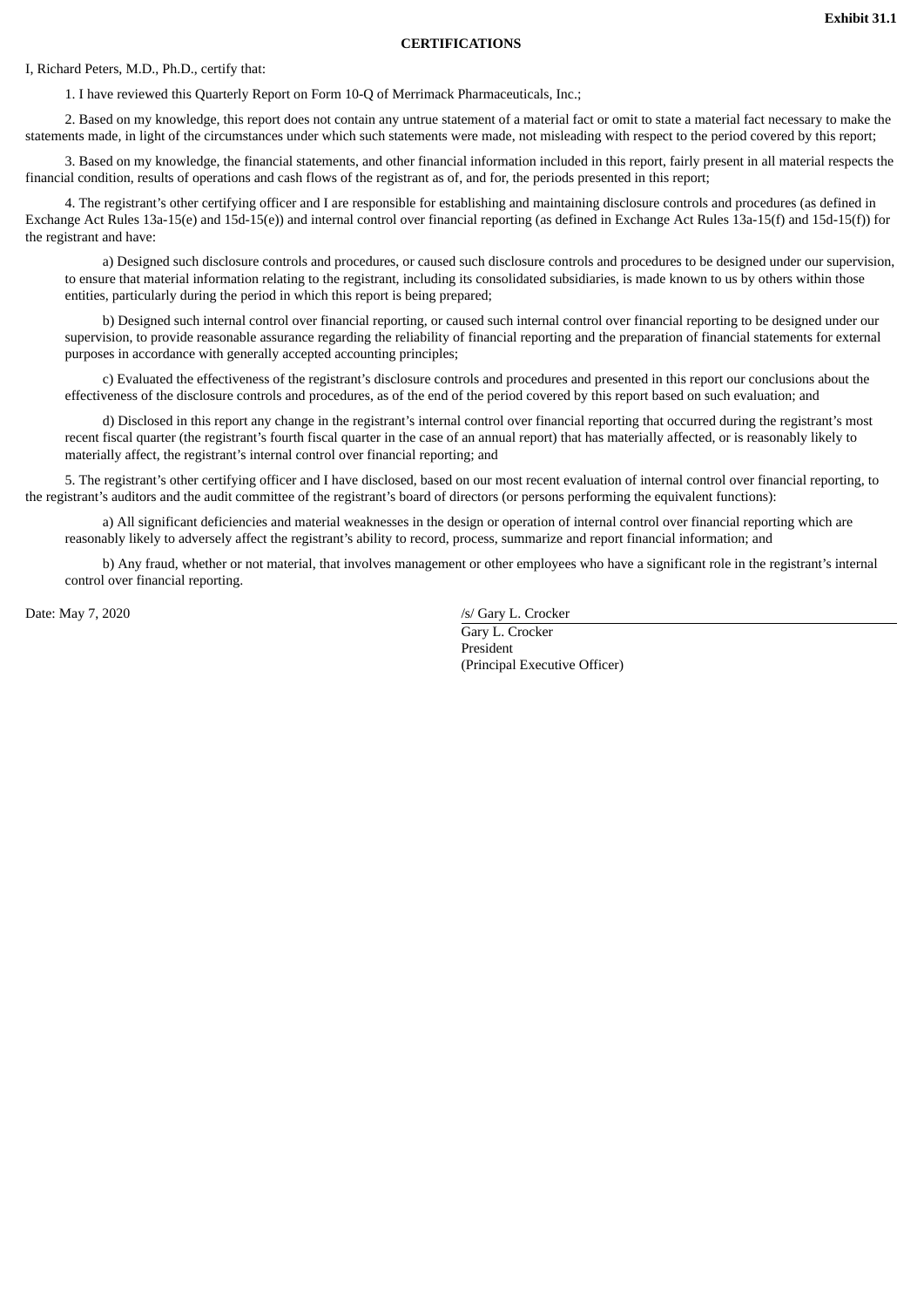**Exhibit 31.1**

**CERTIFICATIONS**

I, Richard Peters, M.D., Ph.D., certify that:

1. I have reviewed this Quarterly Report on Form 10-Q of Merrimack Pharmaceuticals, Inc.;

2. Based on my knowledge, this report does not contain any untrue statement of a material fact or omit to state a material fact necessary to make the statements made, in light of the circumstances under which such statements were made, not misleading with respect to the period covered by this report;

3. Based on my knowledge, the financial statements, and other financial information included in this report, fairly present in all material respects the financial condition, results of operations and cash flows of the registrant as of, and for, the periods presented in this report;

4. The registrant's other certifying officer and I are responsible for establishing and maintaining disclosure controls and procedures (as defined in Exchange Act Rules 13a-15(e) and 15d-15(e)) and internal control over financial reporting (as defined in Exchange Act Rules 13a-15(f) and 15d-15(f)) for the registrant and have:

a) Designed such disclosure controls and procedures, or caused such disclosure controls and procedures to be designed under our supervision, to ensure that material information relating to the registrant, including its consolidated subsidiaries, is made known to us by others within those entities, particularly during the period in which this report is being prepared;

b) Designed such internal control over financial reporting, or caused such internal control over financial reporting to be designed under our supervision, to provide reasonable assurance regarding the reliability of financial reporting and the preparation of financial statements for external purposes in accordance with generally accepted accounting principles;

c) Evaluated the effectiveness of the registrant's disclosure controls and procedures and presented in this report our conclusions about the effectiveness of the disclosure controls and procedures, as of the end of the period covered by this report based on such evaluation; and

d) Disclosed in this report any change in the registrant's internal control over financial reporting that occurred during the registrant's most recent fiscal quarter (the registrant's fourth fiscal quarter in the case of an annual report) that has materially affected, or is reasonably likely to materially affect, the registrant's internal control over financial reporting; and

5. The registrant's other certifying officer and I have disclosed, based on our most recent evaluation of internal control over financial reporting, to the registrant's auditors and the audit committee of the registrant's board of directors (or persons performing the equivalent functions):

a) All significant deficiencies and material weaknesses in the design or operation of internal control over financial reporting which are reasonably likely to adversely affect the registrant's ability to record, process, summarize and report financial information; and

b) Any fraud, whether or not material, that involves management or other employees who have a significant role in the registrant's internal control over financial reporting.

Date: May 7, 2020

/s/ Gary L. Crocker

Gary L. Crocker
President
(Principal Executive Officer)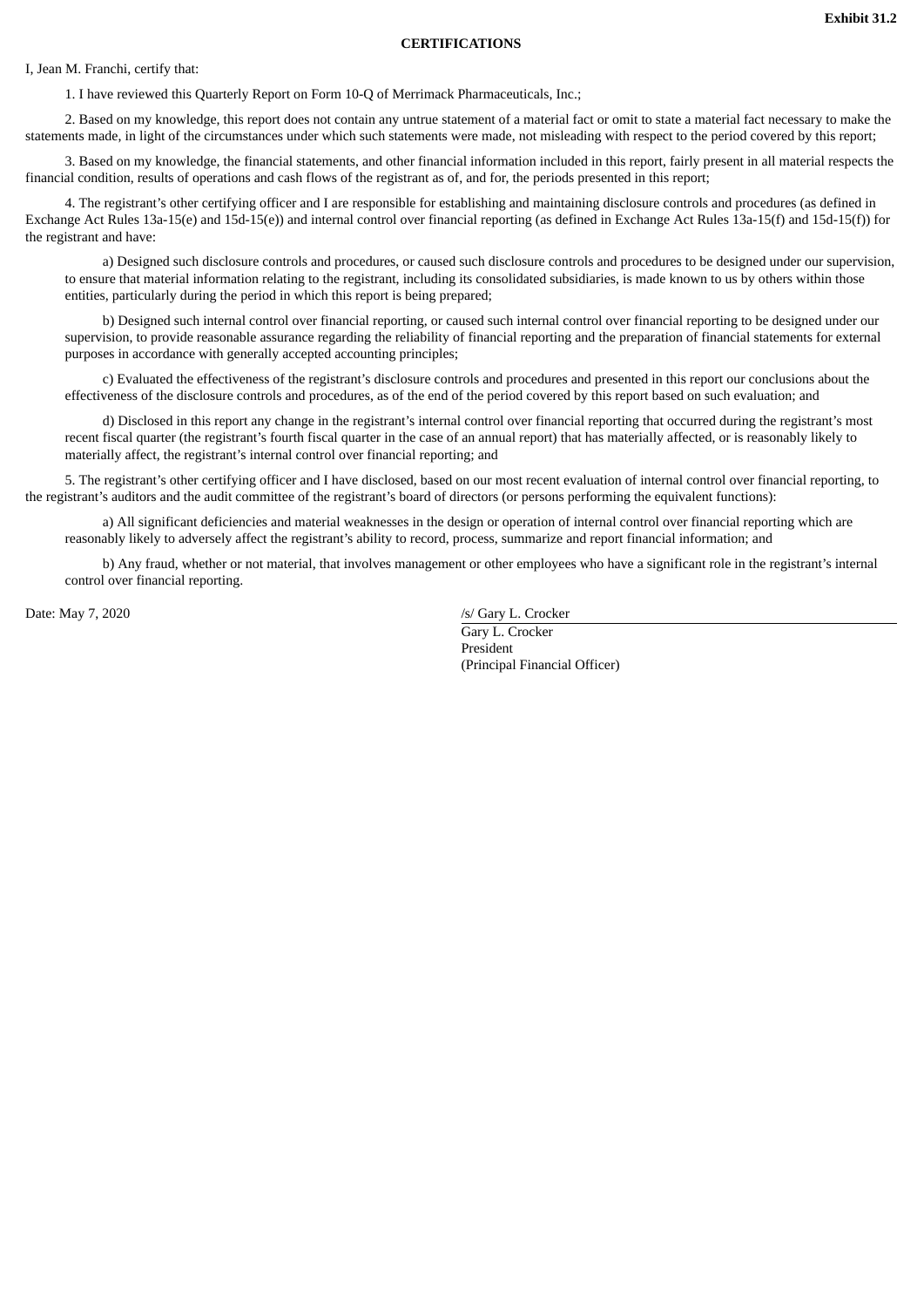**Exhibit 31.2**

**CERTIFICATIONS**

I, Jean M. Franchi, certify that:

1. I have reviewed this Quarterly Report on Form 10-Q of Merrimack Pharmaceuticals, Inc.;

2. Based on my knowledge, this report does not contain any untrue statement of a material fact or omit to state a material fact necessary to make the statements made, in light of the circumstances under which such statements were made, not misleading with respect to the period covered by this report;

3. Based on my knowledge, the financial statements, and other financial information included in this report, fairly present in all material respects the financial condition, results of operations and cash flows of the registrant as of, and for, the periods presented in this report;

4. The registrant's other certifying officer and I are responsible for establishing and maintaining disclosure controls and procedures (as defined in Exchange Act Rules 13a-15(e) and 15d-15(e)) and internal control over financial reporting (as defined in Exchange Act Rules 13a-15(f) and 15d-15(f)) for the registrant and have:

a) Designed such disclosure controls and procedures, or caused such disclosure controls and procedures to be designed under our supervision, to ensure that material information relating to the registrant, including its consolidated subsidiaries, is made known to us by others within those entities, particularly during the period in which this report is being prepared;

b) Designed such internal control over financial reporting, or caused such internal control over financial reporting to be designed under our supervision, to provide reasonable assurance regarding the reliability of financial reporting and the preparation of financial statements for external purposes in accordance with generally accepted accounting principles;

c) Evaluated the effectiveness of the registrant's disclosure controls and procedures and presented in this report our conclusions about the effectiveness of the disclosure controls and procedures, as of the end of the period covered by this report based on such evaluation; and

d) Disclosed in this report any change in the registrant's internal control over financial reporting that occurred during the registrant's most recent fiscal quarter (the registrant's fourth fiscal quarter in the case of an annual report) that has materially affected, or is reasonably likely to materially affect, the registrant's internal control over financial reporting; and

5. The registrant's other certifying officer and I have disclosed, based on our most recent evaluation of internal control over financial reporting, to the registrant's auditors and the audit committee of the registrant's board of directors (or persons performing the equivalent functions):

a) All significant deficiencies and material weaknesses in the design or operation of internal control over financial reporting which are reasonably likely to adversely affect the registrant's ability to record, process, summarize and report financial information; and

b) Any fraud, whether or not material, that involves management or other employees who have a significant role in the registrant's internal control over financial reporting.

Date: May 7, 2020

/s/ Gary L. Crocker

Gary L. Crocker
President
(Principal Financial Officer)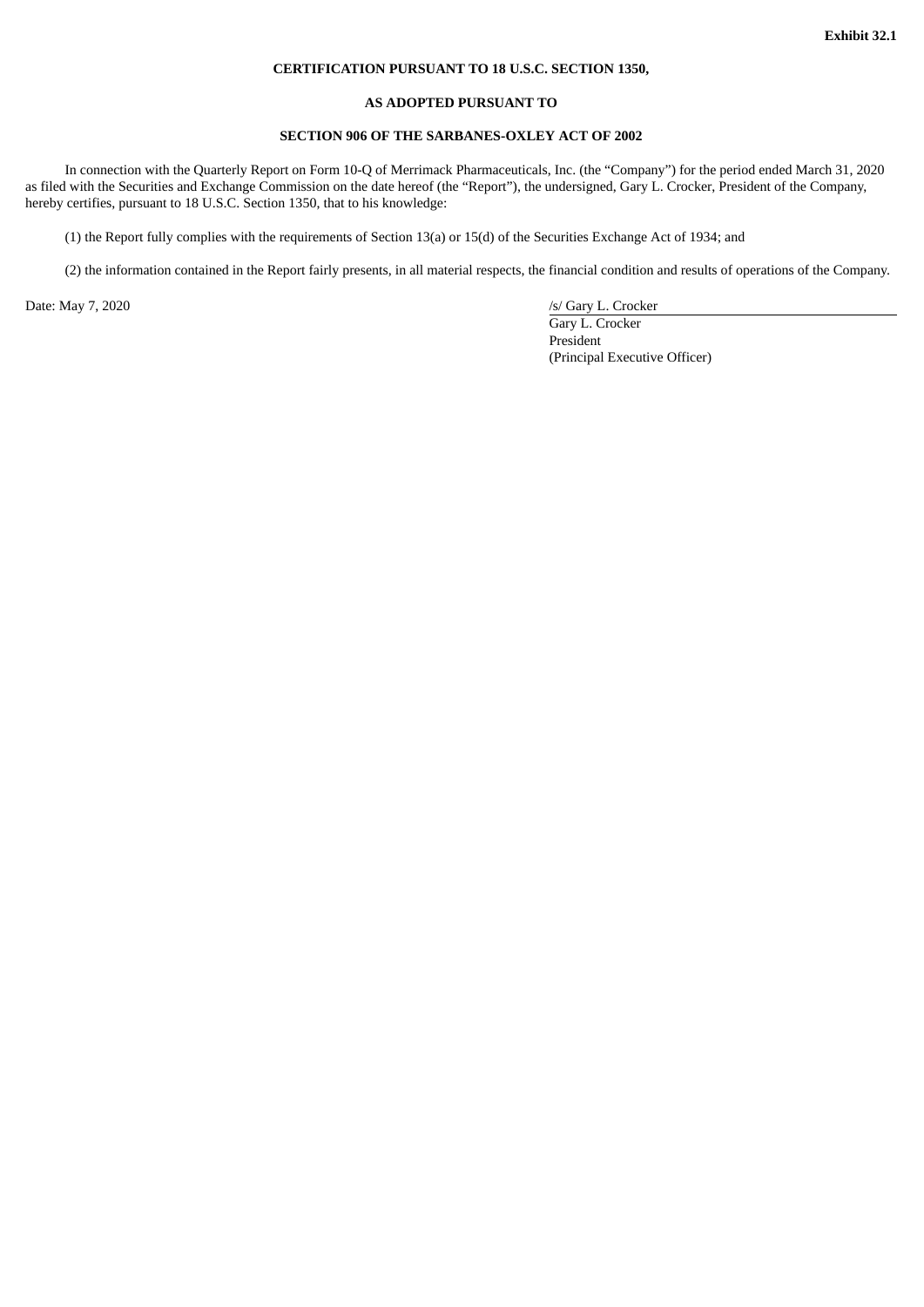**Exhibit 32.1**

**CERTIFICATION PURSUANT TO 18 U.S.C. SECTION 1350,**

**AS ADOPTED PURSUANT TO**

**SECTION 906 OF THE SARBANES-OXLEY ACT OF 2002**

In connection with the Quarterly Report on Form 10-Q of Merrimack Pharmaceuticals, Inc. (the "Company") for the period ended March 31, 2020 as filed with the Securities and Exchange Commission on the date hereof (the "Report"), the undersigned, Gary L. Crocker, President of the Company, hereby certifies, pursuant to 18 U.S.C. Section 1350, that to his knowledge:

(1) the Report fully complies with the requirements of Section 13(a) or 15(d) of the Securities Exchange Act of 1934; and

(2) the information contained in the Report fairly presents, in all material respects, the financial condition and results of operations of the Company.

Date: May 7, 2020

/s/ Gary L. Crocker
Gary L. Crocker
President
(Principal Executive Officer)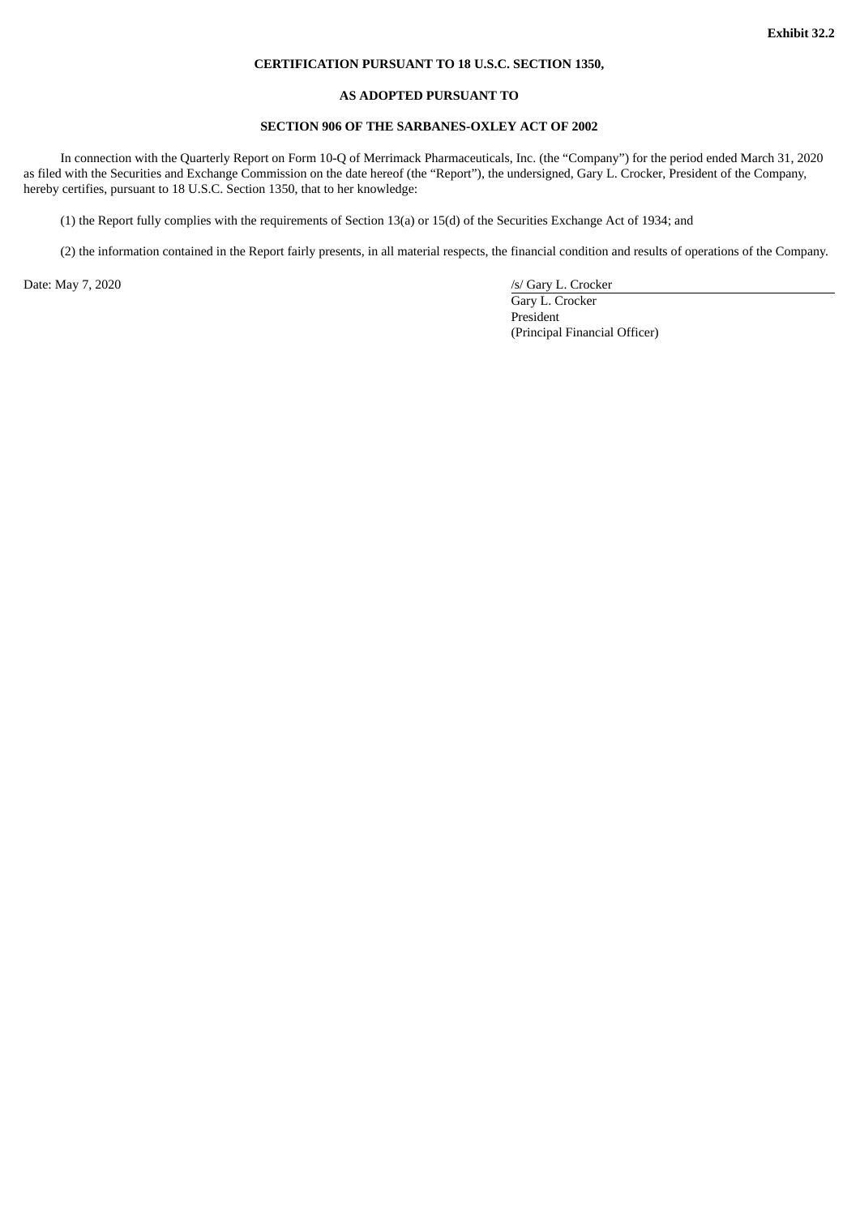**Exhibit 32.2**

**CERTIFICATION PURSUANT TO 18 U.S.C. SECTION 1350,**

**AS ADOPTED PURSUANT TO**

**SECTION 906 OF THE SARBANES-OXLEY ACT OF 2002**

In connection with the Quarterly Report on Form 10-Q of Merrimack Pharmaceuticals, Inc. (the “Company”) for the period ended March 31, 2020 as filed with the Securities and Exchange Commission on the date hereof (the “Report”), the undersigned, Gary L. Crocker, President of the Company, hereby certifies, pursuant to 18 U.S.C. Section 1350, that to her knowledge:

(1) the Report fully complies with the requirements of Section 13(a) or 15(d) of the Securities Exchange Act of 1934; and

(2) the information contained in the Report fairly presents, in all material respects, the financial condition and results of operations of the Company.

Date: May 7, 2020

/s/ Gary L. Crocker
Gary L. Crocker
President
(Principal Financial Officer)